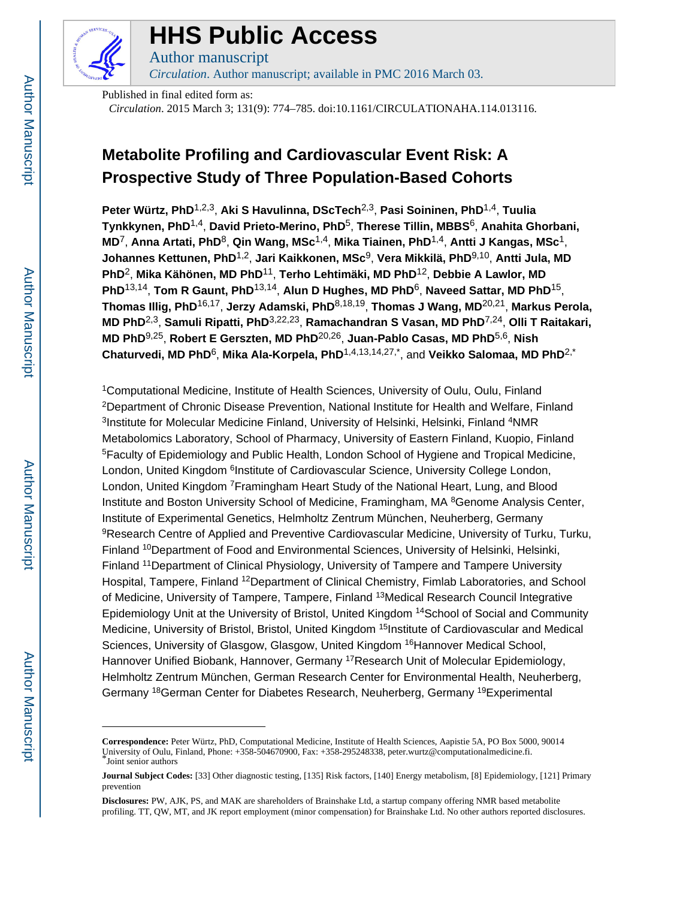# HHS Public Access

Author manuscript

*Circulation*. Author manuscript; available in PMC 2016 March 03.

Published in final edited form as:

*Circulation*. 2015 March 3; 131(9): 774–785. doi:10.1161/CIRCULATIONAHA.114.013116.

# Metabolite Profiling and Cardiovascular Event Risk: A Prospective Study of Three Population-Based Cohorts

**Peter Würtz, PhD**[1,2,3], **Aki S Havulinna, DScTech**[2,3], **Pasi Soininen, PhD**[1,4], **Tuulia Tynkkynen, PhD**[1,4], **David Prieto-Merino, PhD**[5], **Therese Tillin, MBBS**[6], **Anahita Ghorbani, MD**[7], **Anna Artati, PhD**[8], **Qin Wang, MSc**[1,4], **Mika Tiainen, PhD**[1,4], **Antti J Kangas, MSc**[1], **Johannes Kettunen, PhD**[1,2], **Jari Kaikkonen, MSc**[9], **Vera Mikkilä, PhD**[9,10], **Antti Jula, MD PhD**[2], **Mika Kähönen, MD PhD**[11], **Terho Lehtimäki, MD PhD**[12], **Debbie A Lawlor, MD PhD**[13,14], **Tom R Gaunt, PhD**[13,14], **Alun D Hughes, MD PhD**[6], **Naveed Sattar, MD PhD**[15], **Thomas Illig, PhD**[16,17], **Jerzy Adamski, PhD**[8,18,19], **Thomas J Wang, MD**[20,21], **Markus Perola, MD PhD**[2,3], **Samuli Ripatti, PhD**[3,22,23], **Ramachandran S Vasan, MD PhD**[7,24], **Olli T Raitakari, MD PhD**[9,25], **Robert E Gerszten, MD PhD**[20,26], **Juan-Pablo Casas, MD PhD**[5,6], **Nish Chaturvedi, MD PhD**[6], **Mika Ala-Korpela, PhD**[1,4,13,14,27,*], and **Veikko Salomaa, MD PhD**[2,*]

[1]Computational Medicine, Institute of Health Sciences, University of Oulu, Oulu, Finland [2]Department of Chronic Disease Prevention, National Institute for Health and Welfare, Finland [3]Institute for Molecular Medicine Finland, University of Helsinki, Helsinki, Finland [4]NMR Metabolomics Laboratory, School of Pharmacy, University of Eastern Finland, Kuopio, Finland [5]Faculty of Epidemiology and Public Health, London School of Hygiene and Tropical Medicine, London, United Kingdom [6]Institute of Cardiovascular Science, University College London, London, United Kingdom [7]Framingham Heart Study of the National Heart, Lung, and Blood Institute and Boston University School of Medicine, Framingham, MA [8]Genome Analysis Center, Institute of Experimental Genetics, Helmholtz Zentrum München, Neuherberg, Germany [9]Research Centre of Applied and Preventive Cardiovascular Medicine, University of Turku, Turku, Finland [10]Department of Food and Environmental Sciences, University of Helsinki, Helsinki, Finland [11]Department of Clinical Physiology, University of Tampere and Tampere University Hospital, Tampere, Finland [12]Department of Clinical Chemistry, Fimlab Laboratories, and School of Medicine, University of Tampere, Tampere, Finland [13]Medical Research Council Integrative Epidemiology Unit at the University of Bristol, United Kingdom [14]School of Social and Community Medicine, University of Bristol, Bristol, United Kingdom [15]Institute of Cardiovascular and Medical Sciences, University of Glasgow, Glasgow, United Kingdom [16]Hannover Medical School, Hannover Unified Biobank, Hannover, Germany [17]Research Unit of Molecular Epidemiology, Helmholtz Zentrum München, German Research Center for Environmental Health, Neuherberg, Germany [18]German Center for Diabetes Research, Neuherberg, Germany [19]Experimental

**Correspondence:** Peter Würtz, PhD, Computational Medicine, Institute of Health Sciences, Aapistie 5A, PO Box 5000, 90014 University of Oulu, Finland, Phone: +358-504670900, Fax: +358-295248338, peter.wurtz@computationalmedicine.fi.
[*]Joint senior authors

**Journal Subject Codes:** [33] Other diagnostic testing, [135] Risk factors, [140] Energy metabolism, [8] Epidemiology, [121] Primary prevention

**Disclosures:** PW, AJK, PS, and MAK are shareholders of Brainshake Ltd, a startup company offering NMR based metabolite profiling. TT, QW, MT, and JK report employment (minor compensation) for Brainshake Ltd. No other authors reported disclosures.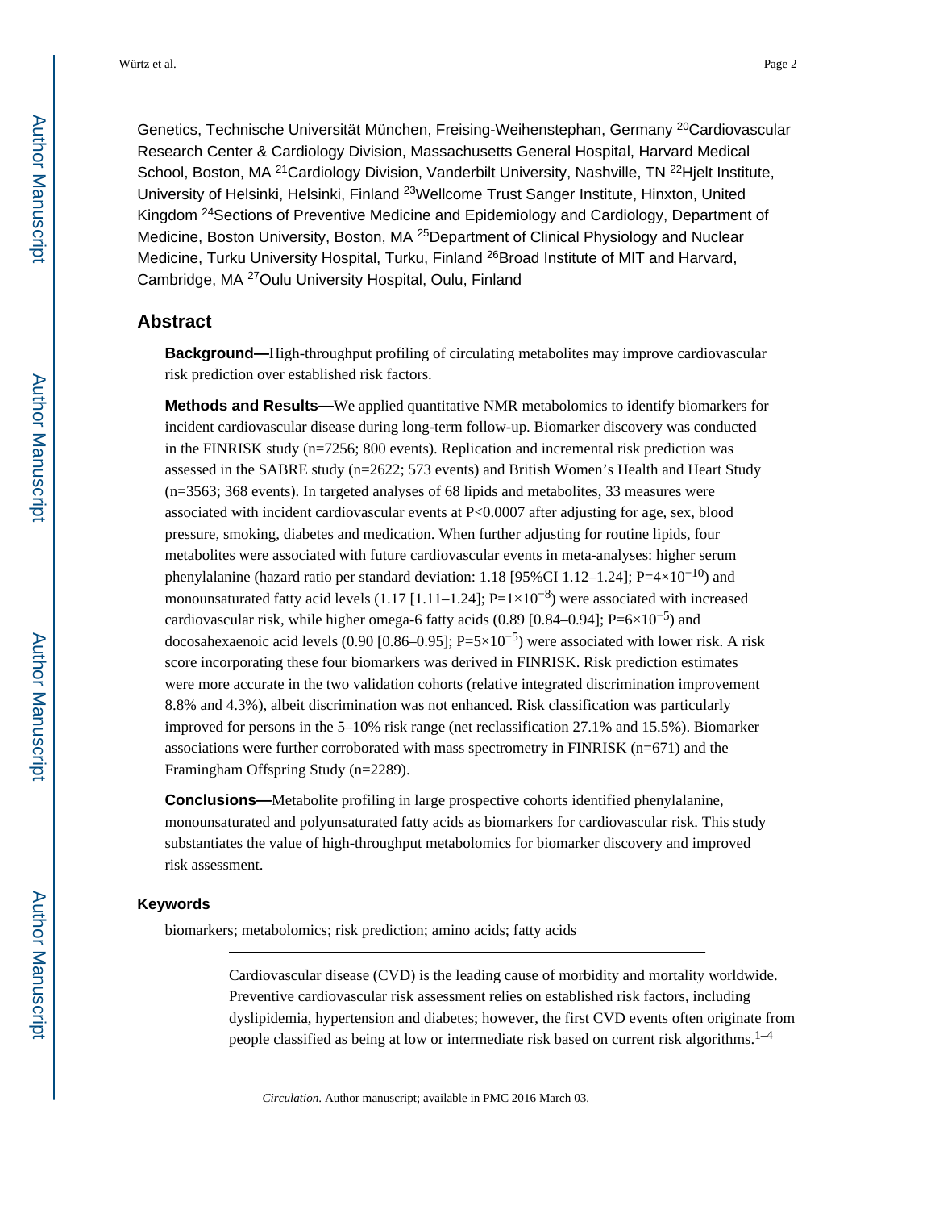Genetics, Technische Universität München, Freising-Weihenstephan, Germany [20]Cardiovascular Research Center & Cardiology Division, Massachusetts General Hospital, Harvard Medical School, Boston, MA [21]Cardiology Division, Vanderbilt University, Nashville, TN [22]Hjelt Institute, University of Helsinki, Helsinki, Finland [23]Wellcome Trust Sanger Institute, Hinxton, United Kingdom [24]Sections of Preventive Medicine and Epidemiology and Cardiology, Department of Medicine, Boston University, Boston, MA [25]Department of Clinical Physiology and Nuclear Medicine, Turku University Hospital, Turku, Finland [26]Broad Institute of MIT and Harvard, Cambridge, MA [27]Oulu University Hospital, Oulu, Finland

## Abstract

**Background—**High-throughput profiling of circulating metabolites may improve cardiovascular risk prediction over established risk factors.

**Methods and Results—**We applied quantitative NMR metabolomics to identify biomarkers for incident cardiovascular disease during long-term follow-up. Biomarker discovery was conducted in the FINRISK study (n=7256; 800 events). Replication and incremental risk prediction was assessed in the SABRE study (n=2622; 573 events) and British Women's Health and Heart Study (n=3563; 368 events). In targeted analyses of 68 lipids and metabolites, 33 measures were associated with incident cardiovascular events at $P<0.0007$ after adjusting for age, sex, blood pressure, smoking, diabetes and medication. When further adjusting for routine lipids, four metabolites were associated with future cardiovascular events in meta-analyses: higher serum phenylalanine (hazard ratio per standard deviation: 1.18 [95%CI 1.12–1.24]; $P=4\times10^{-10}$) and monounsaturated fatty acid levels (1.17 [1.11–1.24]; $P=1\times10^{-8}$) were associated with increased cardiovascular risk, while higher omega-6 fatty acids (0.89 [0.84–0.94]; $P=6\times10^{-5}$) and docosahexaenoic acid levels (0.90 [0.86–0.95]; $P=5\times10^{-5}$) were associated with lower risk. A risk score incorporating these four biomarkers was derived in FINRISK. Risk prediction estimates were more accurate in the two validation cohorts (relative integrated discrimination improvement 8.8% and 4.3%), albeit discrimination was not enhanced. Risk classification was particularly improved for persons in the 5–10% risk range (net reclassification 27.1% and 15.5%). Biomarker associations were further corroborated with mass spectrometry in FINRISK (n=671) and the Framingham Offspring Study (n=2289).

**Conclusions—**Metabolite profiling in large prospective cohorts identified phenylalanine, monounsaturated and polyunsaturated fatty acids as biomarkers for cardiovascular risk. This study substantiates the value of high-throughput metabolomics for biomarker discovery and improved risk assessment.

### Keywords

biomarkers; metabolomics; risk prediction; amino acids; fatty acids

---

Cardiovascular disease (CVD) is the leading cause of morbidity and mortality worldwide. Preventive cardiovascular risk assessment relies on established risk factors, including dyslipidemia, hypertension and diabetes; however, the first CVD events often originate from people classified as being at low or intermediate risk based on current risk algorithms.[1–4]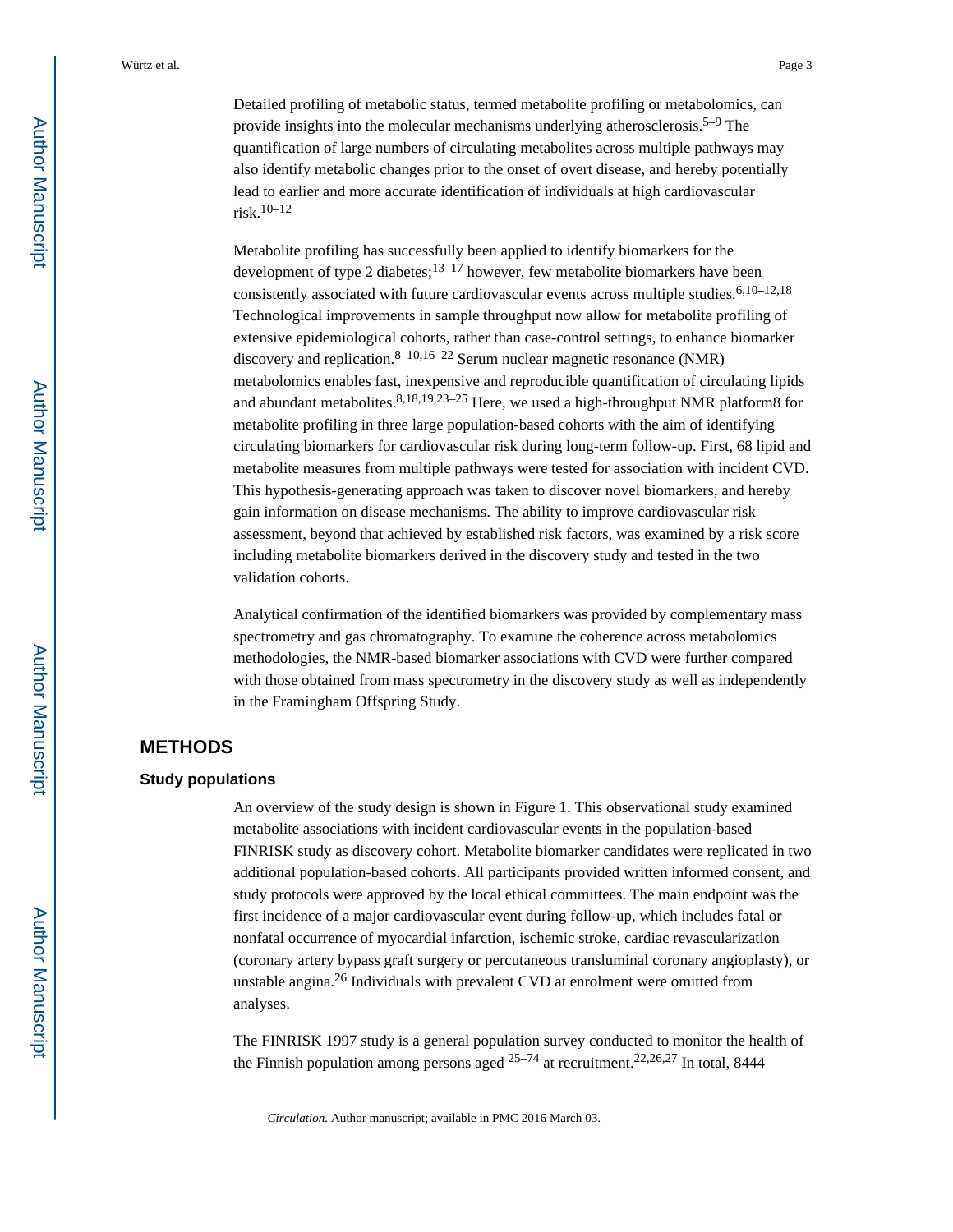Detailed profiling of metabolic status, termed metabolite profiling or metabolomics, can provide insights into the molecular mechanisms underlying atherosclerosis.[5–9] The quantification of large numbers of circulating metabolites across multiple pathways may also identify metabolic changes prior to the onset of overt disease, and hereby potentially lead to earlier and more accurate identification of individuals at high cardiovascular risk.[10–12]

Metabolite profiling has successfully been applied to identify biomarkers for the development of type 2 diabetes;[13–17] however, few metabolite biomarkers have been consistently associated with future cardiovascular events across multiple studies.[6,10–12,18] Technological improvements in sample throughput now allow for metabolite profiling of extensive epidemiological cohorts, rather than case-control settings, to enhance biomarker discovery and replication.[8–10,16–22] Serum nuclear magnetic resonance (NMR) metabolomics enables fast, inexpensive and reproducible quantification of circulating lipids and abundant metabolites.[8,18,19,23–25] Here, we used a high-throughput NMR platform8 for metabolite profiling in three large population-based cohorts with the aim of identifying circulating biomarkers for cardiovascular risk during long-term follow-up. First, 68 lipid and metabolite measures from multiple pathways were tested for association with incident CVD. This hypothesis-generating approach was taken to discover novel biomarkers, and hereby gain information on disease mechanisms. The ability to improve cardiovascular risk assessment, beyond that achieved by established risk factors, was examined by a risk score including metabolite biomarkers derived in the discovery study and tested in the two validation cohorts.

Analytical confirmation of the identified biomarkers was provided by complementary mass spectrometry and gas chromatography. To examine the coherence across metabolomics methodologies, the NMR-based biomarker associations with CVD were further compared with those obtained from mass spectrometry in the discovery study as well as independently in the Framingham Offspring Study.

# METHODS

## Study populations

An overview of the study design is shown in Figure 1. This observational study examined metabolite associations with incident cardiovascular events in the population-based FINRISK study as discovery cohort. Metabolite biomarker candidates were replicated in two additional population-based cohorts. All participants provided written informed consent, and study protocols were approved by the local ethical committees. The main endpoint was the first incidence of a major cardiovascular event during follow-up, which includes fatal or nonfatal occurrence of myocardial infarction, ischemic stroke, cardiac revascularization (coronary artery bypass graft surgery or percutaneous transluminal coronary angioplasty), or unstable angina.[26] Individuals with prevalent CVD at enrolment were omitted from analyses.

The FINRISK 1997 study is a general population survey conducted to monitor the health of the Finnish population among persons aged [25–74] at recruitment.[22,26,27] In total, 8444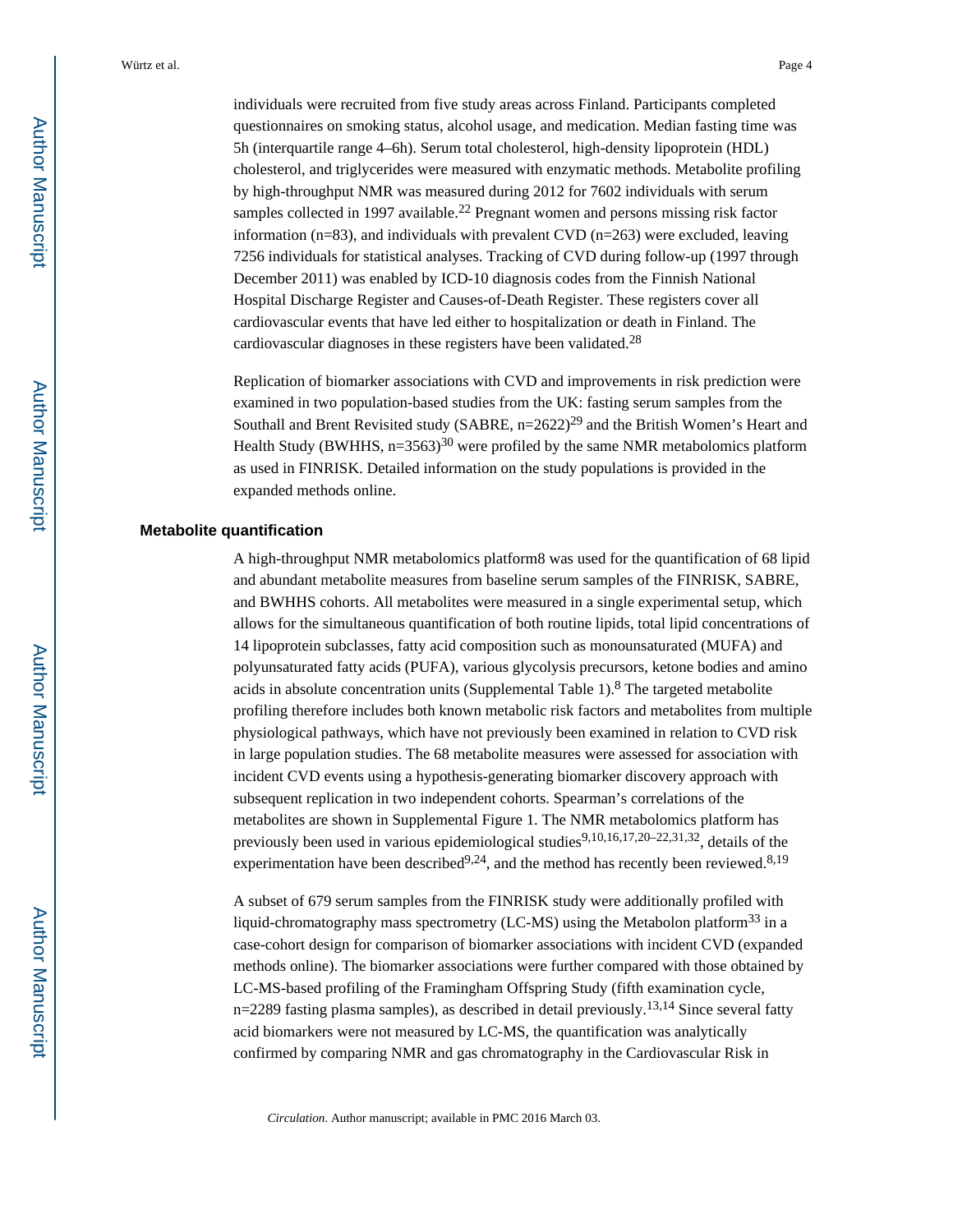individuals were recruited from five study areas across Finland. Participants completed questionnaires on smoking status, alcohol usage, and medication. Median fasting time was 5h (interquartile range 4–6h). Serum total cholesterol, high-density lipoprotein (HDL) cholesterol, and triglycerides were measured with enzymatic methods. Metabolite profiling by high-throughput NMR was measured during 2012 for 7602 individuals with serum samples collected in 1997 available.[22] Pregnant women and persons missing risk factor information (n=83), and individuals with prevalent CVD (n=263) were excluded, leaving 7256 individuals for statistical analyses. Tracking of CVD during follow-up (1997 through December 2011) was enabled by ICD-10 diagnosis codes from the Finnish National Hospital Discharge Register and Causes-of-Death Register. These registers cover all cardiovascular events that have led either to hospitalization or death in Finland. The cardiovascular diagnoses in these registers have been validated.[28]

Replication of biomarker associations with CVD and improvements in risk prediction were examined in two population-based studies from the UK: fasting serum samples from the Southall and Brent Revisited study (SABRE, n=2622)[29] and the British Women's Heart and Health Study (BWHHS, n=3563)[30] were profiled by the same NMR metabolomics platform as used in FINRISK. Detailed information on the study populations is provided in the expanded methods online.

### Metabolite quantification

A high-throughput NMR metabolomics platform8 was used for the quantification of 68 lipid and abundant metabolite measures from baseline serum samples of the FINRISK, SABRE, and BWHHS cohorts. All metabolites were measured in a single experimental setup, which allows for the simultaneous quantification of both routine lipids, total lipid concentrations of 14 lipoprotein subclasses, fatty acid composition such as monounsaturated (MUFA) and polyunsaturated fatty acids (PUFA), various glycolysis precursors, ketone bodies and amino acids in absolute concentration units (Supplemental Table 1).[8] The targeted metabolite profiling therefore includes both known metabolic risk factors and metabolites from multiple physiological pathways, which have not previously been examined in relation to CVD risk in large population studies. The 68 metabolite measures were assessed for association with incident CVD events using a hypothesis-generating biomarker discovery approach with subsequent replication in two independent cohorts. Spearman's correlations of the metabolites are shown in Supplemental Figure 1. The NMR metabolomics platform has previously been used in various epidemiological studies[9,10,16,17,20–22,31,32], details of the experimentation have been described[9,24], and the method has recently been reviewed.[8,19]

A subset of 679 serum samples from the FINRISK study were additionally profiled with liquid-chromatography mass spectrometry (LC-MS) using the Metabolon platform[33] in a case-cohort design for comparison of biomarker associations with incident CVD (expanded methods online). The biomarker associations were further compared with those obtained by LC-MS-based profiling of the Framingham Offspring Study (fifth examination cycle, n=2289 fasting plasma samples), as described in detail previously.[13,14] Since several fatty acid biomarkers were not measured by LC-MS, the quantification was analytically confirmed by comparing NMR and gas chromatography in the Cardiovascular Risk in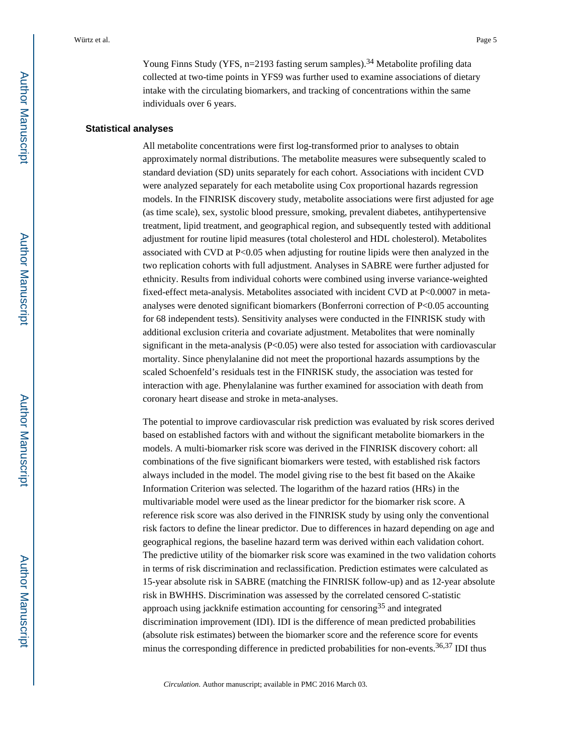Young Finns Study (YFS, n=2193 fasting serum samples).[34] Metabolite profiling data collected at two-time points in YFS9 was further used to examine associations of dietary intake with the circulating biomarkers, and tracking of concentrations within the same individuals over 6 years.

### Statistical analyses

All metabolite concentrations were first log-transformed prior to analyses to obtain approximately normal distributions. The metabolite measures were subsequently scaled to standard deviation (SD) units separately for each cohort. Associations with incident CVD were analyzed separately for each metabolite using Cox proportional hazards regression models. In the FINRISK discovery study, metabolite associations were first adjusted for age (as time scale), sex, systolic blood pressure, smoking, prevalent diabetes, antihypertensive treatment, lipid treatment, and geographical region, and subsequently tested with additional adjustment for routine lipid measures (total cholesterol and HDL cholesterol). Metabolites associated with CVD at $P<0.05$ when adjusting for routine lipids were then analyzed in the two replication cohorts with full adjustment. Analyses in SABRE were further adjusted for ethnicity. Results from individual cohorts were combined using inverse variance-weighted fixed-effect meta-analysis. Metabolites associated with incident CVD at $P<0.0007$ in meta-analyses were denoted significant biomarkers (Bonferroni correction of $P<0.05$ accounting for 68 independent tests). Sensitivity analyses were conducted in the FINRISK study with additional exclusion criteria and covariate adjustment. Metabolites that were nominally significant in the meta-analysis ($P<0.05$) were also tested for association with cardiovascular mortality. Since phenylalanine did not meet the proportional hazards assumptions by the scaled Schoenfeld's residuals test in the FINRISK study, the association was tested for interaction with age. Phenylalanine was further examined for association with death from coronary heart disease and stroke in meta-analyses.

The potential to improve cardiovascular risk prediction was evaluated by risk scores derived based on established factors with and without the significant metabolite biomarkers in the models. A multi-biomarker risk score was derived in the FINRISK discovery cohort: all combinations of the five significant biomarkers were tested, with established risk factors always included in the model. The model giving rise to the best fit based on the Akaike Information Criterion was selected. The logarithm of the hazard ratios (HRs) in the multivariable model were used as the linear predictor for the biomarker risk score. A reference risk score was also derived in the FINRISK study by using only the conventional risk factors to define the linear predictor. Due to differences in hazard depending on age and geographical regions, the baseline hazard term was derived within each validation cohort. The predictive utility of the biomarker risk score was examined in the two validation cohorts in terms of risk discrimination and reclassification. Prediction estimates were calculated as 15-year absolute risk in SABRE (matching the FINRISK follow-up) and as 12-year absolute risk in BWHHS. Discrimination was assessed by the correlated censored C-statistic approach using jackknife estimation accounting for censoring[35] and integrated discrimination improvement (IDI). IDI is the difference of mean predicted probabilities (absolute risk estimates) between the biomarker score and the reference score for events minus the corresponding difference in predicted probabilities for non-events.[36,37] IDI thus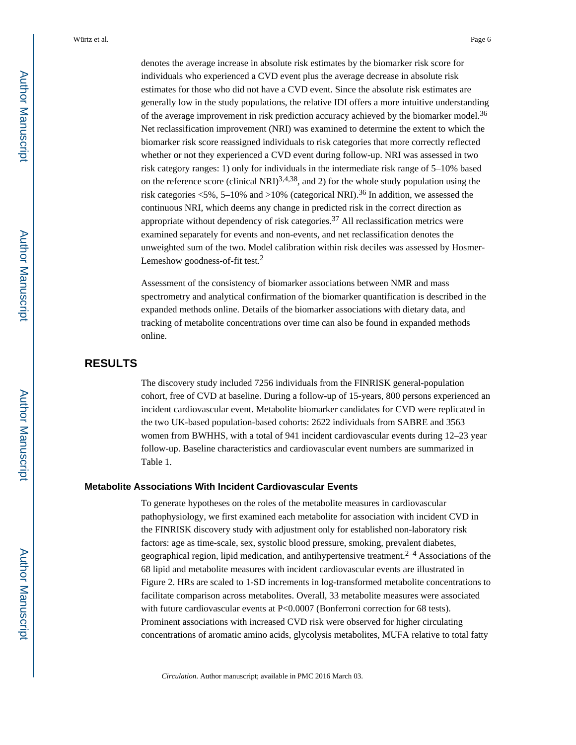denotes the average increase in absolute risk estimates by the biomarker risk score for individuals who experienced a CVD event plus the average decrease in absolute risk estimates for those who did not have a CVD event. Since the absolute risk estimates are generally low in the study populations, the relative IDI offers a more intuitive understanding of the average improvement in risk prediction accuracy achieved by the biomarker model.[36] Net reclassification improvement (NRI) was examined to determine the extent to which the biomarker risk score reassigned individuals to risk categories that more correctly reflected whether or not they experienced a CVD event during follow-up. NRI was assessed in two risk category ranges: 1) only for individuals in the intermediate risk range of 5–10% based on the reference score (clinical NRI)[3,4,38], and 2) for the whole study population using the risk categories <5%, 5–10% and >10% (categorical NRI).[36] In addition, we assessed the continuous NRI, which deems any change in predicted risk in the correct direction as appropriate without dependency of risk categories.[37] All reclassification metrics were examined separately for events and non-events, and net reclassification denotes the unweighted sum of the two. Model calibration within risk deciles was assessed by Hosmer-Lemeshow goodness-of-fit test.[2]

Assessment of the consistency of biomarker associations between NMR and mass spectrometry and analytical confirmation of the biomarker quantification is described in the expanded methods online. Details of the biomarker associations with dietary data, and tracking of metabolite concentrations over time can also be found in expanded methods online.

## RESULTS

The discovery study included 7256 individuals from the FINRISK general-population cohort, free of CVD at baseline. During a follow-up of 15-years, 800 persons experienced an incident cardiovascular event. Metabolite biomarker candidates for CVD were replicated in the two UK-based population-based cohorts: 2622 individuals from SABRE and 3563 women from BWHHS, with a total of 941 incident cardiovascular events during 12–23 year follow-up. Baseline characteristics and cardiovascular event numbers are summarized in Table 1.

### Metabolite Associations With Incident Cardiovascular Events

To generate hypotheses on the roles of the metabolite measures in cardiovascular pathophysiology, we first examined each metabolite for association with incident CVD in the FINRISK discovery study with adjustment only for established non-laboratory risk factors: age as time-scale, sex, systolic blood pressure, smoking, prevalent diabetes, geographical region, lipid medication, and antihypertensive treatment.[2–4] Associations of the 68 lipid and metabolite measures with incident cardiovascular events are illustrated in Figure 2. HRs are scaled to 1-SD increments in log-transformed metabolite concentrations to facilitate comparison across metabolites. Overall, 33 metabolite measures were associated with future cardiovascular events at $P<0.0007$ (Bonferroni correction for 68 tests). Prominent associations with increased CVD risk were observed for higher circulating concentrations of aromatic amino acids, glycolysis metabolites, MUFA relative to total fatty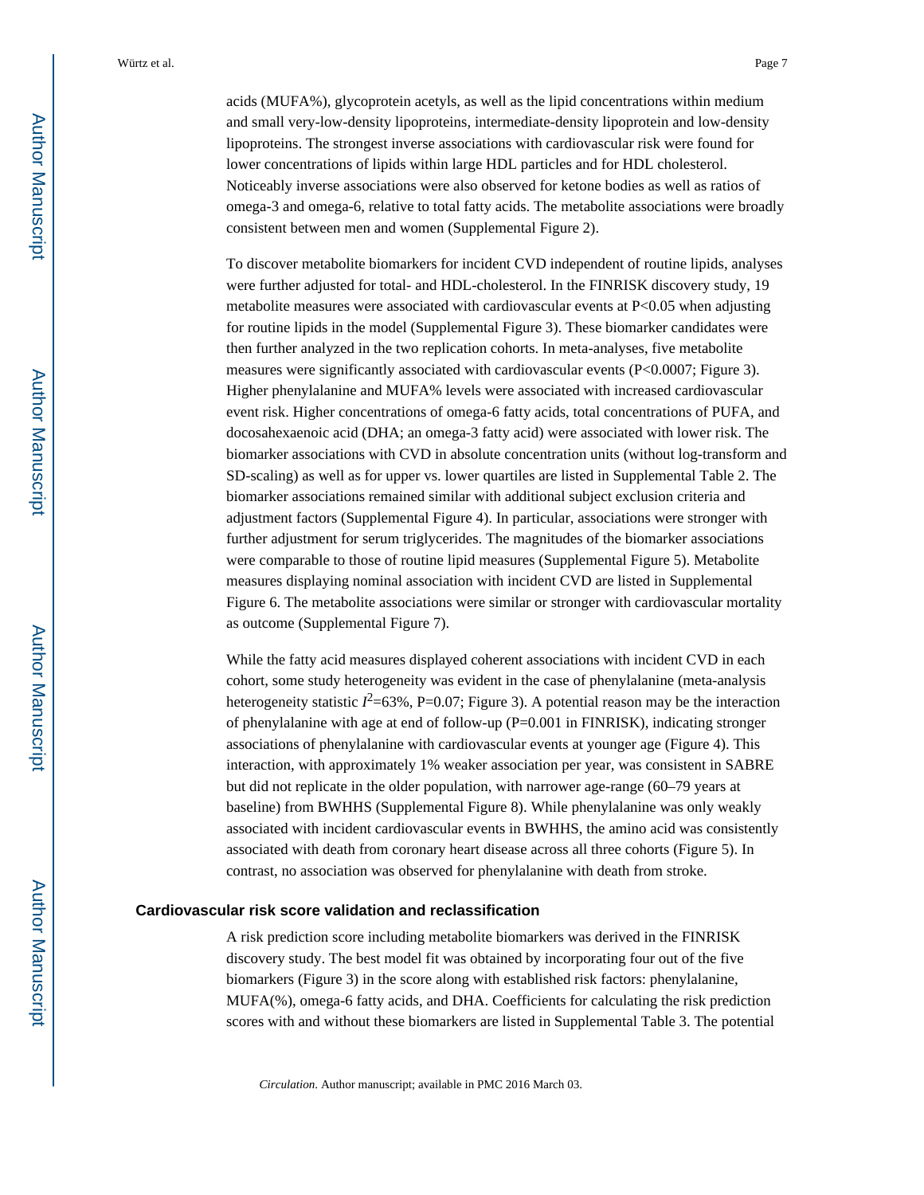acids (MUFA%), glycoprotein acetyls, as well as the lipid concentrations within medium and small very-low-density lipoproteins, intermediate-density lipoprotein and low-density lipoproteins. The strongest inverse associations with cardiovascular risk were found for lower concentrations of lipids within large HDL particles and for HDL cholesterol. Noticeably inverse associations were also observed for ketone bodies as well as ratios of omega-3 and omega-6, relative to total fatty acids. The metabolite associations were broadly consistent between men and women (Supplemental Figure 2).

To discover metabolite biomarkers for incident CVD independent of routine lipids, analyses were further adjusted for total- and HDL-cholesterol. In the FINRISK discovery study, 19 metabolite measures were associated with cardiovascular events at $P<0.05$ when adjusting for routine lipids in the model (Supplemental Figure 3). These biomarker candidates were then further analyzed in the two replication cohorts. In meta-analyses, five metabolite measures were significantly associated with cardiovascular events ($P<0.0007$; Figure 3). Higher phenylalanine and MUFA% levels were associated with increased cardiovascular event risk. Higher concentrations of omega-6 fatty acids, total concentrations of PUFA, and docosahexaenoic acid (DHA; an omega-3 fatty acid) were associated with lower risk. The biomarker associations with CVD in absolute concentration units (without log-transform and SD-scaling) as well as for upper vs. lower quartiles are listed in Supplemental Table 2. The biomarker associations remained similar with additional subject exclusion criteria and adjustment factors (Supplemental Figure 4). In particular, associations were stronger with further adjustment for serum triglycerides. The magnitudes of the biomarker associations were comparable to those of routine lipid measures (Supplemental Figure 5). Metabolite measures displaying nominal association with incident CVD are listed in Supplemental Figure 6. The metabolite associations were similar or stronger with cardiovascular mortality as outcome (Supplemental Figure 7).

While the fatty acid measures displayed coherent associations with incident CVD in each cohort, some study heterogeneity was evident in the case of phenylalanine (meta-analysis heterogeneity statistic $I^2$=63%, P=0.07; Figure 3). A potential reason may be the interaction of phenylalanine with age at end of follow-up (P=0.001 in FINRISK), indicating stronger associations of phenylalanine with cardiovascular events at younger age (Figure 4). This interaction, with approximately 1% weaker association per year, was consistent in SABRE but did not replicate in the older population, with narrower age-range (60–79 years at baseline) from BWHHS (Supplemental Figure 8). While phenylalanine was only weakly associated with incident cardiovascular events in BWHHS, the amino acid was consistently associated with death from coronary heart disease across all three cohorts (Figure 5). In contrast, no association was observed for phenylalanine with death from stroke.

## Cardiovascular risk score validation and reclassification

A risk prediction score including metabolite biomarkers was derived in the FINRISK discovery study. The best model fit was obtained by incorporating four out of the five biomarkers (Figure 3) in the score along with established risk factors: phenylalanine, MUFA(%), omega-6 fatty acids, and DHA. Coefficients for calculating the risk prediction scores with and without these biomarkers are listed in Supplemental Table 3. The potential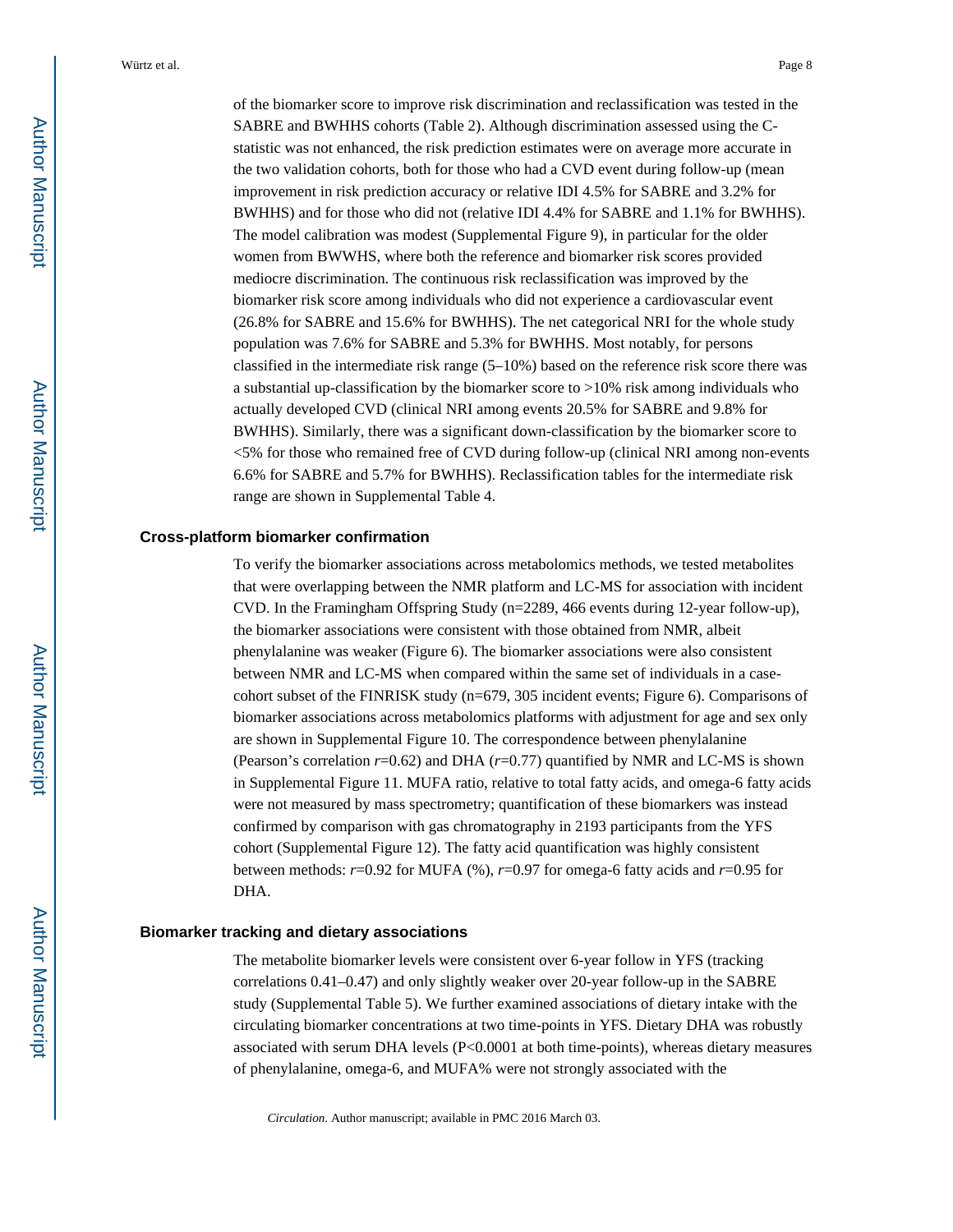of the biomarker score to improve risk discrimination and reclassification was tested in the SABRE and BWHHS cohorts (Table 2). Although discrimination assessed using the C-statistic was not enhanced, the risk prediction estimates were on average more accurate in the two validation cohorts, both for those who had a CVD event during follow-up (mean improvement in risk prediction accuracy or relative IDI 4.5% for SABRE and 3.2% for BWHHS) and for those who did not (relative IDI 4.4% for SABRE and 1.1% for BWHHS). The model calibration was modest (Supplemental Figure 9), in particular for the older women from BWWHS, where both the reference and biomarker risk scores provided mediocre discrimination. The continuous risk reclassification was improved by the biomarker risk score among individuals who did not experience a cardiovascular event (26.8% for SABRE and 15.6% for BWHHS). The net categorical NRI for the whole study population was 7.6% for SABRE and 5.3% for BWHHS. Most notably, for persons classified in the intermediate risk range (5–10%) based on the reference risk score there was a substantial up-classification by the biomarker score to >10% risk among individuals who actually developed CVD (clinical NRI among events 20.5% for SABRE and 9.8% for BWHHS). Similarly, there was a significant down-classification by the biomarker score to <5% for those who remained free of CVD during follow-up (clinical NRI among non-events 6.6% for SABRE and 5.7% for BWHHS). Reclassification tables for the intermediate risk range are shown in Supplemental Table 4.

### Cross-platform biomarker confirmation

To verify the biomarker associations across metabolomics methods, we tested metabolites that were overlapping between the NMR platform and LC-MS for association with incident CVD. In the Framingham Offspring Study (n=2289, 466 events during 12-year follow-up), the biomarker associations were consistent with those obtained from NMR, albeit phenylalanine was weaker (Figure 6). The biomarker associations were also consistent between NMR and LC-MS when compared within the same set of individuals in a case-cohort subset of the FINRISK study (n=679, 305 incident events; Figure 6). Comparisons of biomarker associations across metabolomics platforms with adjustment for age and sex only are shown in Supplemental Figure 10. The correspondence between phenylalanine (Pearson's correlation *r*=0.62) and DHA (*r*=0.77) quantified by NMR and LC-MS is shown in Supplemental Figure 11. MUFA ratio, relative to total fatty acids, and omega-6 fatty acids were not measured by mass spectrometry; quantification of these biomarkers was instead confirmed by comparison with gas chromatography in 2193 participants from the YFS cohort (Supplemental Figure 12). The fatty acid quantification was highly consistent between methods: *r*=0.92 for MUFA (%), *r*=0.97 for omega-6 fatty acids and *r*=0.95 for DHA.

### Biomarker tracking and dietary associations

The metabolite biomarker levels were consistent over 6-year follow in YFS (tracking correlations 0.41–0.47) and only slightly weaker over 20-year follow-up in the SABRE study (Supplemental Table 5). We further examined associations of dietary intake with the circulating biomarker concentrations at two time-points in YFS. Dietary DHA was robustly associated with serum DHA levels (P<0.0001 at both time-points), whereas dietary measures of phenylalanine, omega-6, and MUFA% were not strongly associated with the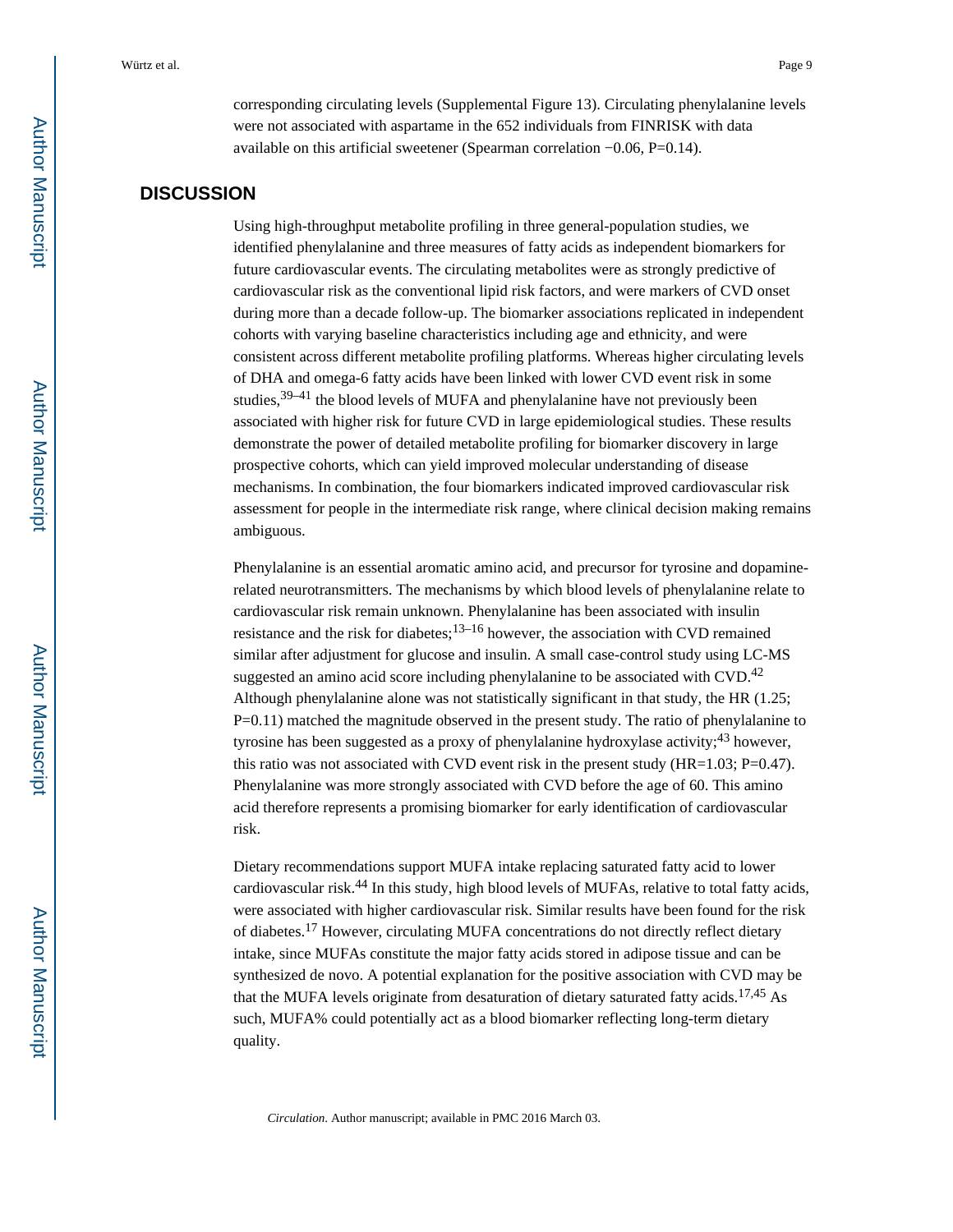corresponding circulating levels (Supplemental Figure 13). Circulating phenylalanine levels were not associated with aspartame in the 652 individuals from FINRISK with data available on this artificial sweetener (Spearman correlation −0.06, P=0.14).

## DISCUSSION

Using high-throughput metabolite profiling in three general-population studies, we identified phenylalanine and three measures of fatty acids as independent biomarkers for future cardiovascular events. The circulating metabolites were as strongly predictive of cardiovascular risk as the conventional lipid risk factors, and were markers of CVD onset during more than a decade follow-up. The biomarker associations replicated in independent cohorts with varying baseline characteristics including age and ethnicity, and were consistent across different metabolite profiling platforms. Whereas higher circulating levels of DHA and omega-6 fatty acids have been linked with lower CVD event risk in some studies,[39–41] the blood levels of MUFA and phenylalanine have not previously been associated with higher risk for future CVD in large epidemiological studies. These results demonstrate the power of detailed metabolite profiling for biomarker discovery in large prospective cohorts, which can yield improved molecular understanding of disease mechanisms. In combination, the four biomarkers indicated improved cardiovascular risk assessment for people in the intermediate risk range, where clinical decision making remains ambiguous.

Phenylalanine is an essential aromatic amino acid, and precursor for tyrosine and dopamine-related neurotransmitters. The mechanisms by which blood levels of phenylalanine relate to cardiovascular risk remain unknown. Phenylalanine has been associated with insulin resistance and the risk for diabetes;[13–16] however, the association with CVD remained similar after adjustment for glucose and insulin. A small case-control study using LC-MS suggested an amino acid score including phenylalanine to be associated with CVD.[42] Although phenylalanine alone was not statistically significant in that study, the HR (1.25; P=0.11) matched the magnitude observed in the present study. The ratio of phenylalanine to tyrosine has been suggested as a proxy of phenylalanine hydroxylase activity;[43] however, this ratio was not associated with CVD event risk in the present study (HR=1.03; P=0.47). Phenylalanine was more strongly associated with CVD before the age of 60. This amino acid therefore represents a promising biomarker for early identification of cardiovascular risk.

Dietary recommendations support MUFA intake replacing saturated fatty acid to lower cardiovascular risk.[44] In this study, high blood levels of MUFAs, relative to total fatty acids, were associated with higher cardiovascular risk. Similar results have been found for the risk of diabetes.[17] However, circulating MUFA concentrations do not directly reflect dietary intake, since MUFAs constitute the major fatty acids stored in adipose tissue and can be synthesized de novo. A potential explanation for the positive association with CVD may be that the MUFA levels originate from desaturation of dietary saturated fatty acids.[17,45] As such, MUFA% could potentially act as a blood biomarker reflecting long-term dietary quality.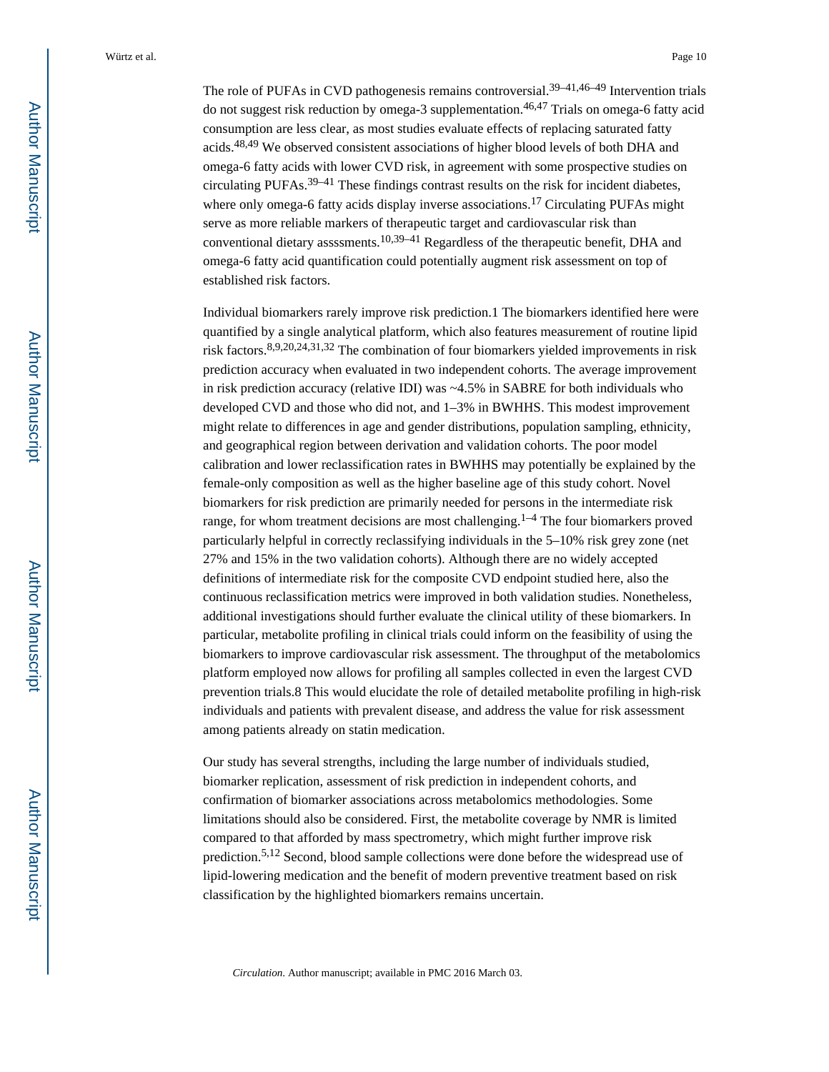The role of PUFAs in CVD pathogenesis remains controversial.[39–41,46–49] Intervention trials do not suggest risk reduction by omega-3 supplementation.[46,47] Trials on omega-6 fatty acid consumption are less clear, as most studies evaluate effects of replacing saturated fatty acids.[48,49] We observed consistent associations of higher blood levels of both DHA and omega-6 fatty acids with lower CVD risk, in agreement with some prospective studies on circulating PUFAs.[39–41] These findings contrast results on the risk for incident diabetes, where only omega-6 fatty acids display inverse associations.[17] Circulating PUFAs might serve as more reliable markers of therapeutic target and cardiovascular risk than conventional dietary assssments.[10,39–41] Regardless of the therapeutic benefit, DHA and omega-6 fatty acid quantification could potentially augment risk assessment on top of established risk factors.

Individual biomarkers rarely improve risk prediction.1 The biomarkers identified here were quantified by a single analytical platform, which also features measurement of routine lipid risk factors.[8,9,20,24,31,32] The combination of four biomarkers yielded improvements in risk prediction accuracy when evaluated in two independent cohorts. The average improvement in risk prediction accuracy (relative IDI) was ~4.5% in SABRE for both individuals who developed CVD and those who did not, and 1–3% in BWHHS. This modest improvement might relate to differences in age and gender distributions, population sampling, ethnicity, and geographical region between derivation and validation cohorts. The poor model calibration and lower reclassification rates in BWHHS may potentially be explained by the female-only composition as well as the higher baseline age of this study cohort. Novel biomarkers for risk prediction are primarily needed for persons in the intermediate risk range, for whom treatment decisions are most challenging.[1–4] The four biomarkers proved particularly helpful in correctly reclassifying individuals in the 5–10% risk grey zone (net 27% and 15% in the two validation cohorts). Although there are no widely accepted definitions of intermediate risk for the composite CVD endpoint studied here, also the continuous reclassification metrics were improved in both validation studies. Nonetheless, additional investigations should further evaluate the clinical utility of these biomarkers. In particular, metabolite profiling in clinical trials could inform on the feasibility of using the biomarkers to improve cardiovascular risk assessment. The throughput of the metabolomics platform employed now allows for profiling all samples collected in even the largest CVD prevention trials.8 This would elucidate the role of detailed metabolite profiling in high-risk individuals and patients with prevalent disease, and address the value for risk assessment among patients already on statin medication.

Our study has several strengths, including the large number of individuals studied, biomarker replication, assessment of risk prediction in independent cohorts, and confirmation of biomarker associations across metabolomics methodologies. Some limitations should also be considered. First, the metabolite coverage by NMR is limited compared to that afforded by mass spectrometry, which might further improve risk prediction.[5,12] Second, blood sample collections were done before the widespread use of lipid-lowering medication and the benefit of modern preventive treatment based on risk classification by the highlighted biomarkers remains uncertain.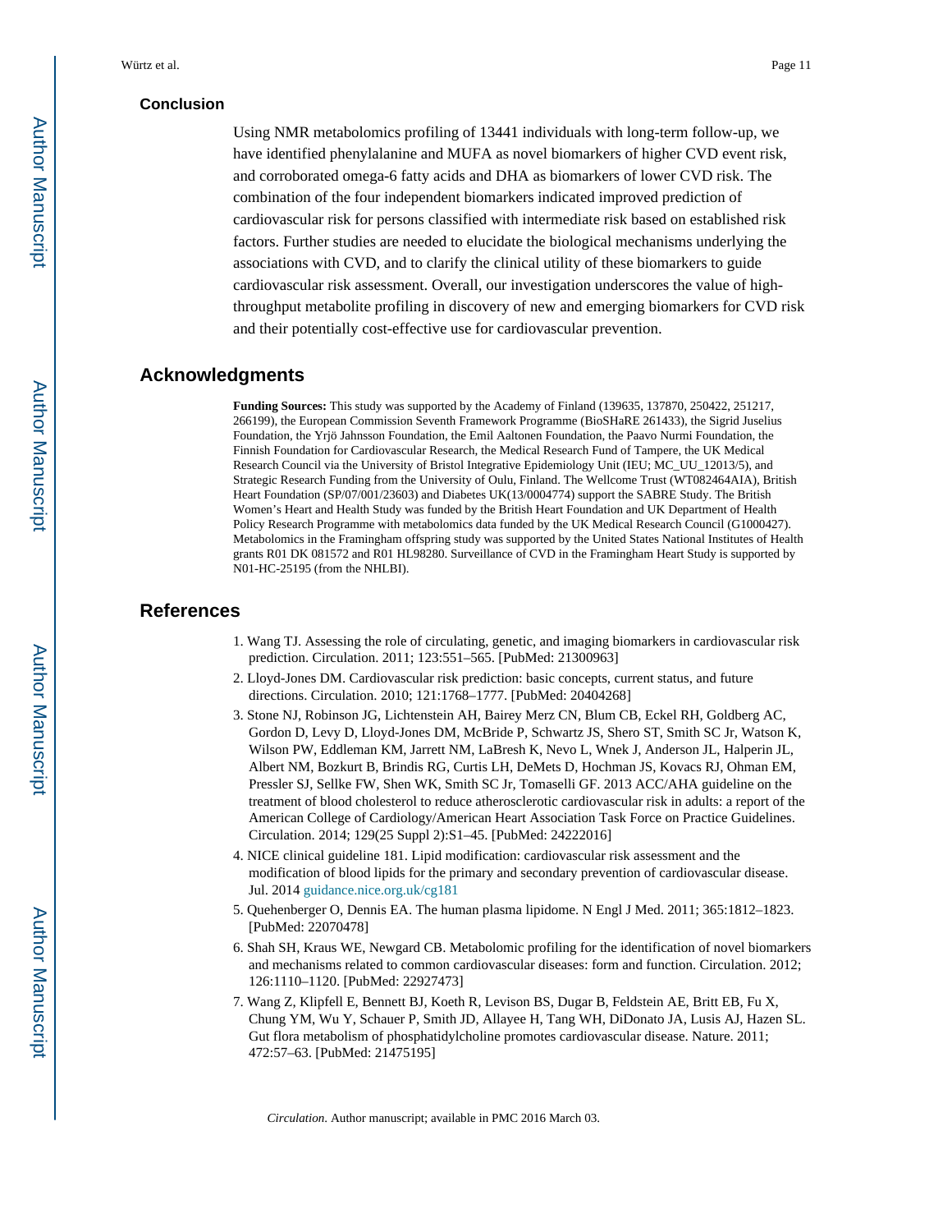## Conclusion

Using NMR metabolomics profiling of 13441 individuals with long-term follow-up, we have identified phenylalanine and MUFA as novel biomarkers of higher CVD event risk, and corroborated omega-6 fatty acids and DHA as biomarkers of lower CVD risk. The combination of the four independent biomarkers indicated improved prediction of cardiovascular risk for persons classified with intermediate risk based on established risk factors. Further studies are needed to elucidate the biological mechanisms underlying the associations with CVD, and to clarify the clinical utility of these biomarkers to guide cardiovascular risk assessment. Overall, our investigation underscores the value of high-throughput metabolite profiling in discovery of new and emerging biomarkers for CVD risk and their potentially cost-effective use for cardiovascular prevention.

## Acknowledgments

**Funding Sources:** This study was supported by the Academy of Finland (139635, 137870, 250422, 251217, 266199), the European Commission Seventh Framework Programme (BioSHaRE 261433), the Sigrid Juselius Foundation, the Yrjö Jahnsson Foundation, the Emil Aaltonen Foundation, the Paavo Nurmi Foundation, the Finnish Foundation for Cardiovascular Research, the Medical Research Fund of Tampere, the UK Medical Research Council via the University of Bristol Integrative Epidemiology Unit (IEU; MC_UU_12013/5), and Strategic Research Funding from the University of Oulu, Finland. The Wellcome Trust (WT082464AIA), British Heart Foundation (SP/07/001/23603) and Diabetes UK(13/0004774) support the SABRE Study. The British Women's Heart and Health Study was funded by the British Heart Foundation and UK Department of Health Policy Research Programme with metabolomics data funded by the UK Medical Research Council (G1000427). Metabolomics in the Framingham offspring study was supported by the United States National Institutes of Health grants R01 DK 081572 and R01 HL98280. Surveillance of CVD in the Framingham Heart Study is supported by N01-HC-25195 (from the NHLBI).

## References

1. Wang TJ. Assessing the role of circulating, genetic, and imaging biomarkers in cardiovascular risk prediction. Circulation. 2011; 123:551–565. [PubMed: 21300963]
2. Lloyd-Jones DM. Cardiovascular risk prediction: basic concepts, current status, and future directions. Circulation. 2010; 121:1768–1777. [PubMed: 20404268]
3. Stone NJ, Robinson JG, Lichtenstein AH, Bairey Merz CN, Blum CB, Eckel RH, Goldberg AC, Gordon D, Levy D, Lloyd-Jones DM, McBride P, Schwartz JS, Shero ST, Smith SC Jr, Watson K, Wilson PW, Eddleman KM, Jarrett NM, LaBresh K, Nevo L, Wnek J, Anderson JL, Halperin JL, Albert NM, Bozkurt B, Brindis RG, Curtis LH, DeMets D, Hochman JS, Kovacs RJ, Ohman EM, Pressler SJ, Sellke FW, Shen WK, Smith SC Jr, Tomaselli GF. 2013 ACC/AHA guideline on the treatment of blood cholesterol to reduce atherosclerotic cardiovascular risk in adults: a report of the American College of Cardiology/American Heart Association Task Force on Practice Guidelines. Circulation. 2014; 129(25 Suppl 2):S1–45. [PubMed: 24222016]
4. NICE clinical guideline 181. Lipid modification: cardiovascular risk assessment and the modification of blood lipids for the primary and secondary prevention of cardiovascular disease. Jul. 2014 guidance.nice.org.uk/cg181
5. Quehenberger O, Dennis EA. The human plasma lipidome. N Engl J Med. 2011; 365:1812–1823. [PubMed: 22070478]
6. Shah SH, Kraus WE, Newgard CB. Metabolomic profiling for the identification of novel biomarkers and mechanisms related to common cardiovascular diseases: form and function. Circulation. 2012; 126:1110–1120. [PubMed: 22927473]
7. Wang Z, Klipfell E, Bennett BJ, Koeth R, Levison BS, Dugar B, Feldstein AE, Britt EB, Fu X, Chung YM, Wu Y, Schauer P, Smith JD, Allayee H, Tang WH, DiDonato JA, Lusis AJ, Hazen SL. Gut flora metabolism of phosphatidylcholine promotes cardiovascular disease. Nature. 2011; 472:57–63. [PubMed: 21475195]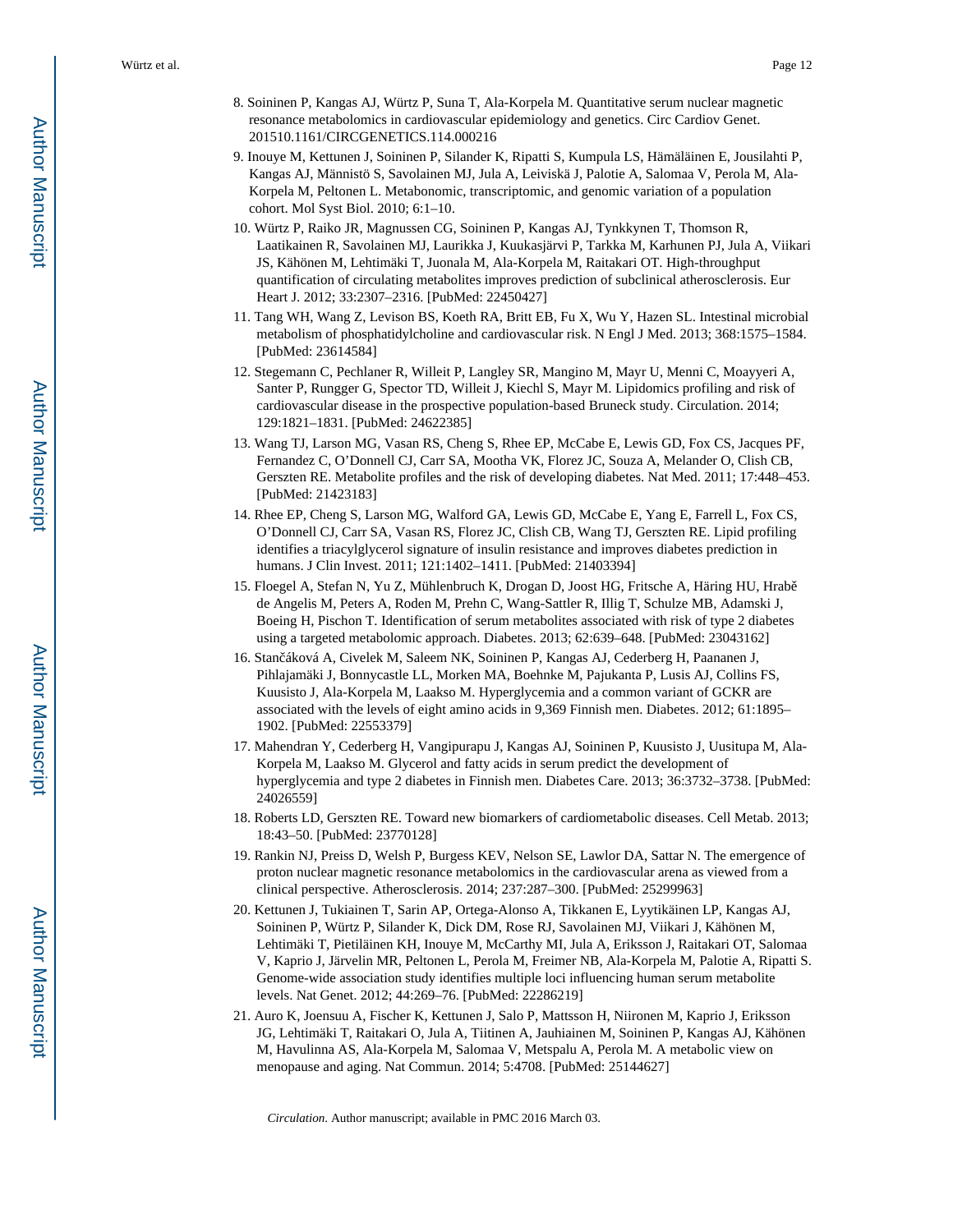8. Soininen P, Kangas AJ, Würtz P, Suna T, Ala-Korpela M. Quantitative serum nuclear magnetic resonance metabolomics in cardiovascular epidemiology and genetics. Circ Cardiov Genet. 201510.1161/CIRCGENETICS.114.000216
9. Inouye M, Kettunen J, Soininen P, Silander K, Ripatti S, Kumpula LS, Hämäläinen E, Jousilahti P, Kangas AJ, Männistö S, Savolainen MJ, Jula A, Leiviskä J, Palotie A, Salomaa V, Perola M, Ala-Korpela M, Peltonen L. Metabonomic, transcriptomic, and genomic variation of a population cohort. Mol Syst Biol. 2010; 6:1–10.
10. Würtz P, Raiko JR, Magnussen CG, Soininen P, Kangas AJ, Tynkkynen T, Thomson R, Laatikainen R, Savolainen MJ, Laurikka J, Kuukasjärvi P, Tarkka M, Karhunen PJ, Jula A, Viikari JS, Kähönen M, Lehtimäki T, Juonala M, Ala-Korpela M, Raitakari OT. High-throughput quantification of circulating metabolites improves prediction of subclinical atherosclerosis. Eur Heart J. 2012; 33:2307–2316. [PubMed: 22450427]
11. Tang WH, Wang Z, Levison BS, Koeth RA, Britt EB, Fu X, Wu Y, Hazen SL. Intestinal microbial metabolism of phosphatidylcholine and cardiovascular risk. N Engl J Med. 2013; 368:1575–1584. [PubMed: 23614584]
12. Stegemann C, Pechlaner R, Willeit P, Langley SR, Mangino M, Mayr U, Menni C, Moayyeri A, Santer P, Rungger G, Spector TD, Willeit J, Kiechl S, Mayr M. Lipidomics profiling and risk of cardiovascular disease in the prospective population-based Bruneck study. Circulation. 2014; 129:1821–1831. [PubMed: 24622385]
13. Wang TJ, Larson MG, Vasan RS, Cheng S, Rhee EP, McCabe E, Lewis GD, Fox CS, Jacques PF, Fernandez C, O'Donnell CJ, Carr SA, Mootha VK, Florez JC, Souza A, Melander O, Clish CB, Gerszten RE. Metabolite profiles and the risk of developing diabetes. Nat Med. 2011; 17:448–453. [PubMed: 21423183]
14. Rhee EP, Cheng S, Larson MG, Walford GA, Lewis GD, McCabe E, Yang E, Farrell L, Fox CS, O'Donnell CJ, Carr SA, Vasan RS, Florez JC, Clish CB, Wang TJ, Gerszten RE. Lipid profiling identifies a triacylglycerol signature of insulin resistance and improves diabetes prediction in humans. J Clin Invest. 2011; 121:1402–1411. [PubMed: 21403394]
15. Floegel A, Stefan N, Yu Z, Mühlenbruch K, Drogan D, Joost HG, Fritsche A, Häring HU, Hrabě de Angelis M, Peters A, Roden M, Prehn C, Wang-Sattler R, Illig T, Schulze MB, Adamski J, Boeing H, Pischon T. Identification of serum metabolites associated with risk of type 2 diabetes using a targeted metabolomic approach. Diabetes. 2013; 62:639–648. [PubMed: 23043162]
16. Stančáková A, Civelek M, Saleem NK, Soininen P, Kangas AJ, Cederberg H, Paananen J, Pihlajamäki J, Bonnycastle LL, Morken MA, Boehnke M, Pajukanta P, Lusis AJ, Collins FS, Kuusisto J, Ala-Korpela M, Laakso M. Hyperglycemia and a common variant of GCKR are associated with the levels of eight amino acids in 9,369 Finnish men. Diabetes. 2012; 61:1895–1902. [PubMed: 22553379]
17. Mahendran Y, Cederberg H, Vangipurapu J, Kangas AJ, Soininen P, Kuusisto J, Uusitupa M, Ala-Korpela M, Laakso M. Glycerol and fatty acids in serum predict the development of hyperglycemia and type 2 diabetes in Finnish men. Diabetes Care. 2013; 36:3732–3738. [PubMed: 24026559]
18. Roberts LD, Gerszten RE. Toward new biomarkers of cardiometabolic diseases. Cell Metab. 2013; 18:43–50. [PubMed: 23770128]
19. Rankin NJ, Preiss D, Welsh P, Burgess KEV, Nelson SE, Lawlor DA, Sattar N. The emergence of proton nuclear magnetic resonance metabolomics in the cardiovascular arena as viewed from a clinical perspective. Atherosclerosis. 2014; 237:287–300. [PubMed: 25299963]
20. Kettunen J, Tukiainen T, Sarin AP, Ortega-Alonso A, Tikkanen E, Lyytikäinen LP, Kangas AJ, Soininen P, Würtz P, Silander K, Dick DM, Rose RJ, Savolainen MJ, Viikari J, Kähönen M, Lehtimäki T, Pietiläinen KH, Inouye M, McCarthy MI, Jula A, Eriksson J, Raitakari OT, Salomaa V, Kaprio J, Järvelin MR, Peltonen L, Perola M, Freimer NB, Ala-Korpela M, Palotie A, Ripatti S. Genome-wide association study identifies multiple loci influencing human serum metabolite levels. Nat Genet. 2012; 44:269–76. [PubMed: 22286219]
21. Auro K, Joensuu A, Fischer K, Kettunen J, Salo P, Mattsson H, Niironen M, Kaprio J, Eriksson JG, Lehtimäki T, Raitakari O, Jula A, Tiitinen A, Jauhiainen M, Soininen P, Kangas AJ, Kähönen M, Havulinna AS, Ala-Korpela M, Salomaa V, Metspalu A, Perola M. A metabolic view on menopause and aging. Nat Commun. 2014; 5:4708. [PubMed: 25144627]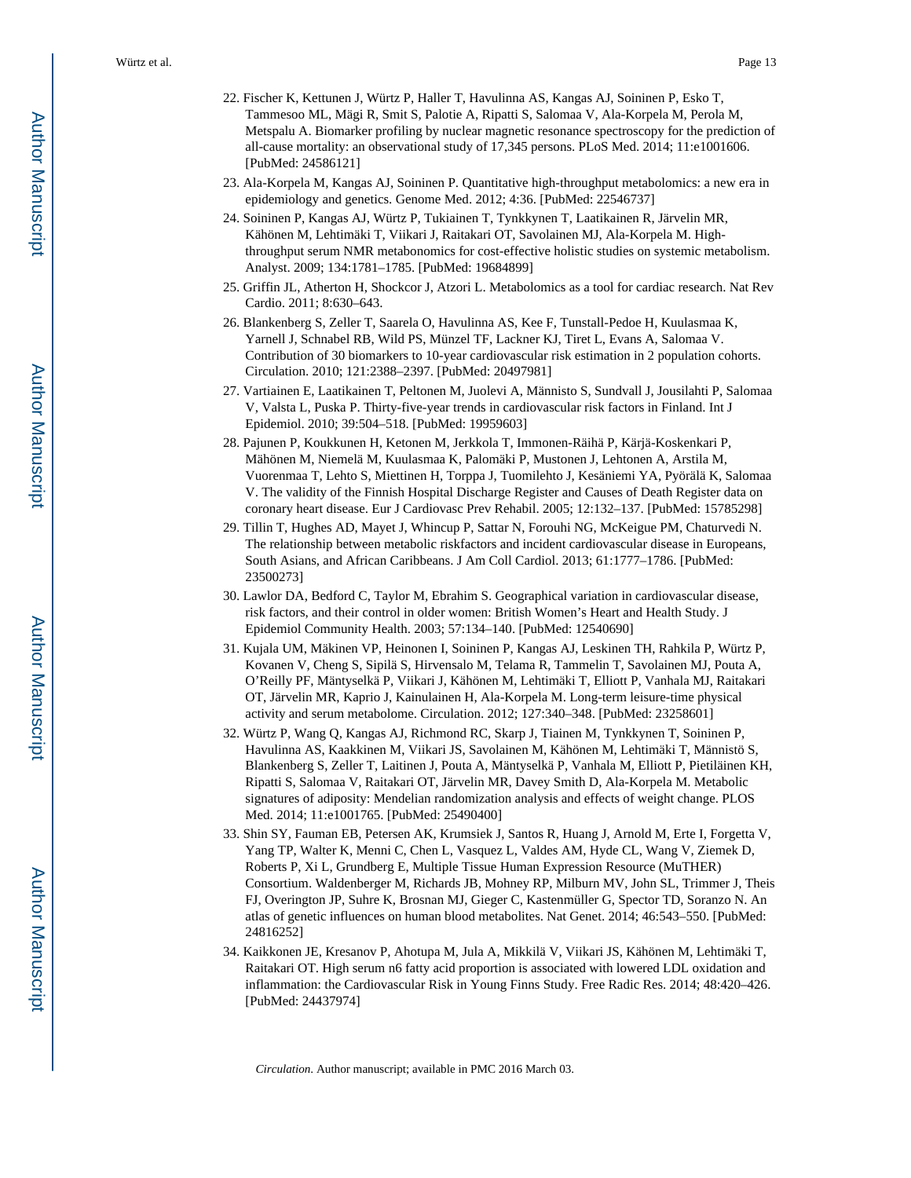22. Fischer K, Kettunen J, Würtz P, Haller T, Havulinna AS, Kangas AJ, Soininen P, Esko T, Tammesoo ML, Mägi R, Smit S, Palotie A, Ripatti S, Salomaa V, Ala-Korpela M, Perola M, Metspalu A. Biomarker profiling by nuclear magnetic resonance spectroscopy for the prediction of all-cause mortality: an observational study of 17,345 persons. PLoS Med. 2014; 11:e1001606. [PubMed: 24586121]
23. Ala-Korpela M, Kangas AJ, Soininen P. Quantitative high-throughput metabolomics: a new era in epidemiology and genetics. Genome Med. 2012; 4:36. [PubMed: 22546737]
24. Soininen P, Kangas AJ, Würtz P, Tukiainen T, Tynkkynen T, Laatikainen R, Järvelin MR, Kähönen M, Lehtimäki T, Viikari J, Raitakari OT, Savolainen MJ, Ala-Korpela M. High-throughput serum NMR metabonomics for cost-effective holistic studies on systemic metabolism. Analyst. 2009; 134:1781–1785. [PubMed: 19684899]
25. Griffin JL, Atherton H, Shockcor J, Atzori L. Metabolomics as a tool for cardiac research. Nat Rev Cardio. 2011; 8:630–643.
26. Blankenberg S, Zeller T, Saarela O, Havulinna AS, Kee F, Tunstall-Pedoe H, Kuulasmaa K, Yarnell J, Schnabel RB, Wild PS, Münzel TF, Lackner KJ, Tiret L, Evans A, Salomaa V. Contribution of 30 biomarkers to 10-year cardiovascular risk estimation in 2 population cohorts. Circulation. 2010; 121:2388–2397. [PubMed: 20497981]
27. Vartiainen E, Laatikainen T, Peltonen M, Juolevi A, Männisto S, Sundvall J, Jousilahti P, Salomaa V, Valsta L, Puska P. Thirty-five-year trends in cardiovascular risk factors in Finland. Int J Epidemiol. 2010; 39:504–518. [PubMed: 19959603]
28. Pajunen P, Koukkunen H, Ketonen M, Jerkkola T, Immonen-Räihä P, Kärjä-Koskenkari P, Mähönen M, Niemelä M, Kuulasmaa K, Palomäki P, Mustonen J, Lehtonen A, Arstila M, Vuorenmaa T, Lehto S, Miettinen H, Torppa J, Tuomilehto J, Kesäniemi YA, Pyörälä K, Salomaa V. The validity of the Finnish Hospital Discharge Register and Causes of Death Register data on coronary heart disease. Eur J Cardiovasc Prev Rehabil. 2005; 12:132–137. [PubMed: 15785298]
29. Tillin T, Hughes AD, Mayet J, Whincup P, Sattar N, Forouhi NG, McKeigue PM, Chaturvedi N. The relationship between metabolic riskfactors and incident cardiovascular disease in Europeans, South Asians, and African Caribbeans. J Am Coll Cardiol. 2013; 61:1777–1786. [PubMed: 23500273]
30. Lawlor DA, Bedford C, Taylor M, Ebrahim S. Geographical variation in cardiovascular disease, risk factors, and their control in older women: British Women's Heart and Health Study. J Epidemiol Community Health. 2003; 57:134–140. [PubMed: 12540690]
31. Kujala UM, Mäkinen VP, Heinonen I, Soininen P, Kangas AJ, Leskinen TH, Rahkila P, Würtz P, Kovanen V, Cheng S, Sipilä S, Hirvensalo M, Telama R, Tammelin T, Savolainen MJ, Pouta A, O'Reilly PF, Mäntyselkä P, Viikari J, Kähönen M, Lehtimäki T, Elliott P, Vanhala MJ, Raitakari OT, Järvelin MR, Kaprio J, Kainulainen H, Ala-Korpela M. Long-term leisure-time physical activity and serum metabolome. Circulation. 2012; 127:340–348. [PubMed: 23258601]
32. Würtz P, Wang Q, Kangas AJ, Richmond RC, Skarp J, Tiainen M, Tynkkynen T, Soininen P, Havulinna AS, Kaakkinen M, Viikari JS, Savolainen MJ, Kähönen M, Lehtimäki T, Männistö S, Blankenberg S, Zeller T, Laitinen J, Pouta A, Mäntyselkä P, Vanhala M, Elliott P, Pietiläinen KH, Ripatti S, Salomaa V, Raitakari OT, Järvelin MR, Davey Smith D, Ala-Korpela M. Metabolic signatures of adiposity: Mendelian randomization analysis and effects of weight change. PLOS Med. 2014; 11:e1001765. [PubMed: 25490400]
33. Shin SY, Fauman EB, Petersen AK, Krumsiek J, Santos R, Huang J, Arnold M, Erte I, Forgetta V, Yang TP, Walter K, Menni C, Chen L, Vasquez L, Valdes AM, Hyde CL, Wang V, Ziemek D, Roberts P, Xi L, Grundberg E, Multiple Tissue Human Expression Resource (MuTHER) Consortium. Waldenberger M, Richards JB, Mohney RP, Milburn MV, John SL, Trimmer J, Theis FJ, Overington JP, Suhre K, Brosnan MJ, Gieger C, Kastenmüller G, Spector TD, Soranzo N. An atlas of genetic influences on human blood metabolites. Nat Genet. 2014; 46:543–550. [PubMed: 24816252]
34. Kaikkonen JE, Kresanov P, Ahotupa M, Jula A, Mikkilä V, Viikari JS, Kähönen M, Lehtimäki T, Raitakari OT. High serum n6 fatty acid proportion is associated with lowered LDL oxidation and inflammation: the Cardiovascular Risk in Young Finns Study. Free Radic Res. 2014; 48:420–426. [PubMed: 24437974]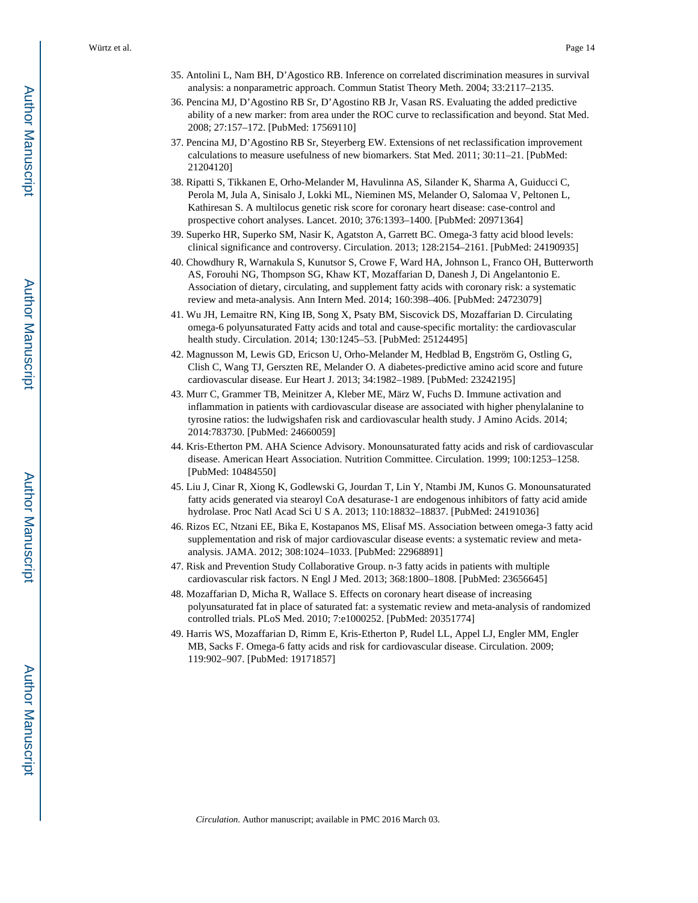35. Antolini L, Nam BH, D'Agostico RB. Inference on correlated discrimination measures in survival analysis: a nonparametric approach. Commun Statist Theory Meth. 2004; 33:2117–2135.
36. Pencina MJ, D'Agostino RB Sr, D'Agostino RB Jr, Vasan RS. Evaluating the added predictive ability of a new marker: from area under the ROC curve to reclassification and beyond. Stat Med. 2008; 27:157–172. [PubMed: 17569110]
37. Pencina MJ, D'Agostino RB Sr, Steyerberg EW. Extensions of net reclassification improvement calculations to measure usefulness of new biomarkers. Stat Med. 2011; 30:11–21. [PubMed: 21204120]
38. Ripatti S, Tikkanen E, Orho-Melander M, Havulinna AS, Silander K, Sharma A, Guiducci C, Perola M, Jula A, Sinisalo J, Lokki ML, Nieminen MS, Melander O, Salomaa V, Peltonen L, Kathiresan S. A multilocus genetic risk score for coronary heart disease: case-control and prospective cohort analyses. Lancet. 2010; 376:1393–1400. [PubMed: 20971364]
39. Superko HR, Superko SM, Nasir K, Agatston A, Garrett BC. Omega-3 fatty acid blood levels: clinical significance and controversy. Circulation. 2013; 128:2154–2161. [PubMed: 24190935]
40. Chowdhury R, Warnakula S, Kunutsor S, Crowe F, Ward HA, Johnson L, Franco OH, Butterworth AS, Forouhi NG, Thompson SG, Khaw KT, Mozaffarian D, Danesh J, Di Angelantonio E. Association of dietary, circulating, and supplement fatty acids with coronary risk: a systematic review and meta-analysis. Ann Intern Med. 2014; 160:398–406. [PubMed: 24723079]
41. Wu JH, Lemaitre RN, King IB, Song X, Psaty BM, Siscovick DS, Mozaffarian D. Circulating omega-6 polyunsaturated Fatty acids and total and cause-specific mortality: the cardiovascular health study. Circulation. 2014; 130:1245–53. [PubMed: 25124495]
42. Magnusson M, Lewis GD, Ericson U, Orho-Melander M, Hedblad B, Engström G, Ostling G, Clish C, Wang TJ, Gerszten RE, Melander O. A diabetes-predictive amino acid score and future cardiovascular disease. Eur Heart J. 2013; 34:1982–1989. [PubMed: 23242195]
43. Murr C, Grammer TB, Meinitzer A, Kleber ME, März W, Fuchs D. Immune activation and inflammation in patients with cardiovascular disease are associated with higher phenylalanine to tyrosine ratios: the ludwigshafen risk and cardiovascular health study. J Amino Acids. 2014; 2014:783730. [PubMed: 24660059]
44. Kris-Etherton PM. AHA Science Advisory. Monounsaturated fatty acids and risk of cardiovascular disease. American Heart Association. Nutrition Committee. Circulation. 1999; 100:1253–1258. [PubMed: 10484550]
45. Liu J, Cinar R, Xiong K, Godlewski G, Jourdan T, Lin Y, Ntambi JM, Kunos G. Monounsaturated fatty acids generated via stearoyl CoA desaturase-1 are endogenous inhibitors of fatty acid amide hydrolase. Proc Natl Acad Sci U S A. 2013; 110:18832–18837. [PubMed: 24191036]
46. Rizos EC, Ntzani EE, Bika E, Kostapanos MS, Elisaf MS. Association between omega-3 fatty acid supplementation and risk of major cardiovascular disease events: a systematic review and meta-analysis. JAMA. 2012; 308:1024–1033. [PubMed: 22968891]
47. Risk and Prevention Study Collaborative Group. n-3 fatty acids in patients with multiple cardiovascular risk factors. N Engl J Med. 2013; 368:1800–1808. [PubMed: 23656645]
48. Mozaffarian D, Micha R, Wallace S. Effects on coronary heart disease of increasing polyunsaturated fat in place of saturated fat: a systematic review and meta-analysis of randomized controlled trials. PLoS Med. 2010; 7:e1000252. [PubMed: 20351774]
49. Harris WS, Mozaffarian D, Rimm E, Kris-Etherton P, Rudel LL, Appel LJ, Engler MM, Engler MB, Sacks F. Omega-6 fatty acids and risk for cardiovascular disease. Circulation. 2009; 119:902–907. [PubMed: 19171857]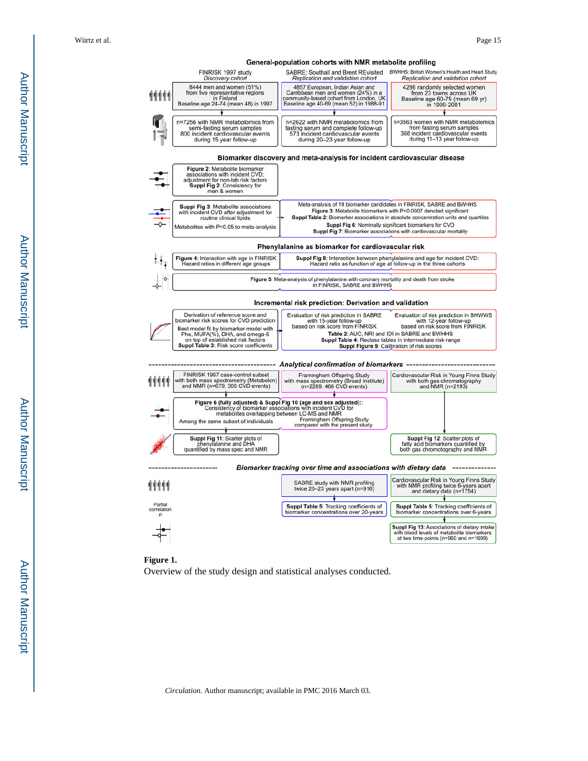## General-population cohorts with NMR metabolite profiling

**FINRISK 1997 study** (*Discovery cohort*)
- 8444 men and women (51%) from five representative regions in Finland. Baseline age 24-74 (mean 48) in 1997
- n=7256 with NMR metabolomics from semi-fasting serum samples. 800 incident cardiovascular events during 15 year follow-up

**SABRE: Southall and Brent REvisited** (*Replication and validation cohort*)
- 4857 European, Indian Asian and Caribbean men and women (24%) in a community-based cohort from London, UK. Baseline age 40-69 (mean 52) in 1988-91
- n=2622 with NMR metabolomics from fasting serum and complete follow-up. 573 incident cardiovascular events during 20–23 year follow-up

**BWHHS: British Women's Health and Heart Study** (*Replication and validation cohort*)
- 4286 randomly selected women from 23 towns across UK. Baseline age 60-79 (mean 69 yr) in 1999-2001
- n=3563 women with NMR metabolomics from fasting serum samples. 368 incident cardiovascular events during 11–13 year follow-up

## Biomarker discovery and meta-analysis for incident cardiovascular disease

- **Figure 2**: Metabolite biomarker associations with incident CVD; adjustment for non-lab risk factors. **Suppl Fig 2**: Consistency for men & women
- **Suppl Fig 3**: Metabolite associations with incident CVD after adjustment for routine clinical lipids. Metabolites with P<0.05 to meta-analysis
- Meta-analysis of 19 biomarker candidates in FINRISK, SABRE and BWHHS. **Figure 3**: Metabolite biomarkers with P<0.0007 denoted significant. **Suppl Table 2**: Biomarker associations in absolute concentration units and quartiles. **Suppl Fig 6**: Nominally significant biomarkers for CVD. **Suppl Fig 7**: Biomarker associations with cardiovascular mortality

## Phenylalanine as biomarker for cardiovascular risk

- **Figure 4**: Interaction with age in FINRISK. Hazard ratios in different age groups
- **Suppl Fig 8**: Interaction between phenylalanine and age for incident CVD: Hazard ratio as function of age at follow-up in the three cohorts
- **Figure 5**: Meta-analysis of phenylalanine with coronary mortality and death from stroke in FINRISK, SABRE and BWHHS

## Incremental risk prediction: Derivation and validation

- Derivation of reference score and biomarker risk scores for CVD prediction. Best model fit by biomarker model with Phe, MUFA(%), DHA, and omega-6 on top of established risk factors. **Suppl Table 3**: Risk score coefficients
- Evaluation of risk prediction in SABRE with 15-year follow-up based on risk score from FINRISK
- Evaluation of risk prediction in BHWWS with 12-year follow-up based on risk score from FINRISK
- **Table 2**: AUC, NRI and IDI in SABRE and BWHHS. **Suppl Table 4**: Reclass tables in intermediate risk range. **Suppl Figure 9**: Calibration of risk scores

## Analytical confirmation of biomarkers

- FINRISK 1997 case-control subset with both mass spectrometry (Metabolon) and NMR (n=679, 305 CVD events)
- Framingham Offspring Study with mass spectrometry (Broad Institute) (n=2289, 466 CVD events)
- Cardiovascular Risk in Young Finns Study with both gas chromatography and NMR (n=2193)
- **Figure 6 (fully adjusted) & Suppl Fig 10 (age and sex adjusted)**: Consistency of biomarker associations with incident CVD for metabolites overlapping between LC-MS and NMR. Among the same subset of individuals; Framingham Offspring Study compared with the present study
- **Suppl Fig 11**: Scatter plots of phenylalanine and DHA quantified by mass spec and NMR
- **Suppl Fig 12**: Scatter plots of fatty acid biomarkers quantified by both gas chromatography and NMR

## Biomarker tracking over time and associations with dietary data

- SABRE study with NMR profiling twice 20–23 years apart (n=916) → **Suppl Table 5**: Tracking coefficients of biomarker concentrations over 20-years
- Cardiovascular Risk in Young Finns Study with NMR profiling twice 6-years apart and dietary data (n=1754) → **Suppl Table 5**: Tracking coefficients of biomarker concentrations over 6-years
- Partial correlation ρ: **Suppl Fig 13**: Associations of dietary intake with blood levels of metabolite biomarkers at two time-points (n=960 and n=1699)

**Figure 1.**

Overview of the study design and statistical analyses conducted.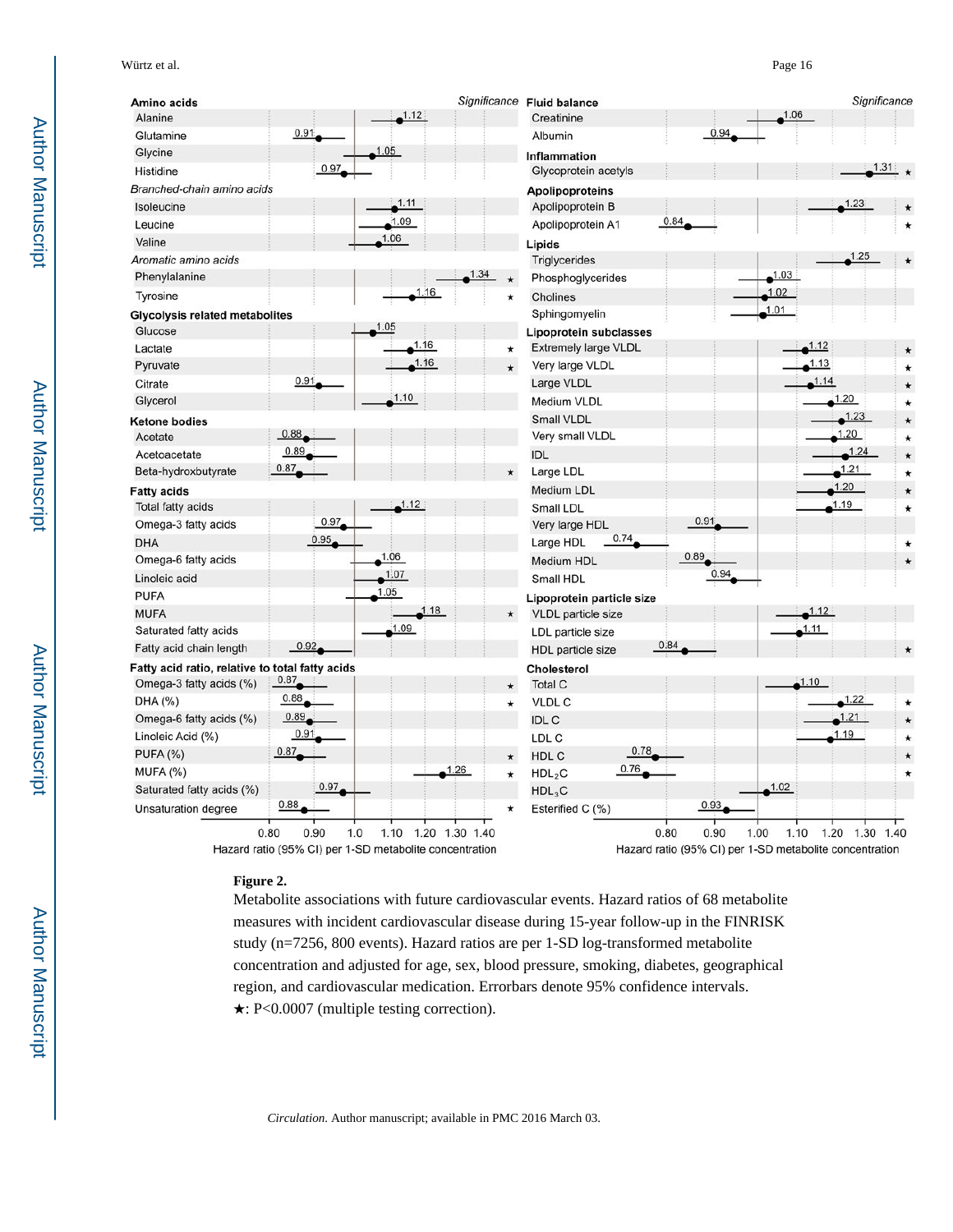| Metabolite | Hazard ratio (95% CI) per 1-SD metabolite concentration | Significance |
|---|---|---|
| **Amino acids** | | |
| Alanine | 1.12 | |
| Glutamine | 0.91 | |
| Glycine | 1.05 | |
| Histidine | 0.97 | |
| *Branched-chain amino acids* | | |
| Isoleucine | 1.11 | |
| Leucine | 1.09 | |
| Valine | 1.06 | |
| *Aromatic amino acids* | | |
| Phenylalanine | 1.34 | ★ |
| Tyrosine | 1.16 | ★ |
| **Glycolysis related metabolites** | | |
| Glucose | 1.05 | |
| Lactate | 1.16 | ★ |
| Pyruvate | 1.16 | ★ |
| Citrate | 0.91 | |
| Glycerol | 1.10 | |
| **Ketone bodies** | | |
| Acetate | 0.88 | |
| Acetoacetate | 0.89 | |
| Beta-hydroxybutyrate | 0.87 | ★ |
| **Fatty acids** | | |
| Total fatty acids | 1.12 | |
| Omega-3 fatty acids | 0.97 | |
| DHA | 0.95 | |
| Omega-6 fatty acids | 1.06 | |
| Linoleic acid | 1.07 | |
| PUFA | 1.05 | |
| MUFA | 1.18 | ★ |
| Saturated fatty acids | 1.09 | |
| Fatty acid chain length | 0.92 | |
| **Fatty acid ratio, relative to total fatty acids** | | |
| Omega-3 fatty acids (%) | 0.87 | ★ |
| DHA (%) | 0.88 | ★ |
| Omega-6 fatty acids (%) | 0.89 | |
| Linoleic Acid (%) | 0.91 | |
| PUFA (%) | 0.87 | ★ |
| MUFA (%) | 1.26 | ★ |
| Saturated fatty acids (%) | 0.97 | |
| Unsaturation degree | 0.88 | ★ |
| **Fluid balance** | | |
| Creatinine | 1.06 | |
| Albumin | 0.94 | |
| **Inflammation** | | |
| Glycoprotein acetyls | 1.31 | ★ |
| **Apolipoproteins** | | |
| Apolipoprotein B | 1.23 | ★ |
| Apolipoprotein A1 | 0.84 | ★ |
| **Lipids** | | |
| Triglycerides | 1.25 | ★ |
| Phosphoglycerides | 1.03 | |
| Cholines | 1.02 | |
| Sphingomyelin | 1.01 | |
| **Lipoprotein subclasses** | | |
| Extremely large VLDL | 1.12 | ★ |
| Very large VLDL | 1.13 | ★ |
| Large VLDL | 1.14 | ★ |
| Medium VLDL | 1.20 | ★ |
| Small VLDL | 1.23 | ★ |
| Very small VLDL | 1.20 | ★ |
| IDL | 1.24 | ★ |
| Large LDL | 1.21 | ★ |
| Medium LDL | 1.20 | ★ |
| Small LDL | 1.19 | ★ |
| Very large HDL | 0.91 | |
| Large HDL | 0.74 | ★ |
| Medium HDL | 0.89 | ★ |
| Small HDL | 0.94 | |
| **Lipoprotein particle size** | | |
| VLDL particle size | 1.12 | |
| LDL particle size | 1.11 | |
| HDL particle size | 0.84 | ★ |
| **Cholesterol** | | |
| Total C | 1.10 | |
| VLDL C | 1.22 | ★ |
| IDL C | 1.21 | ★ |
| LDL C | 1.19 | ★ |
| HDL C | 0.78 | ★ |
| $HDL_2C$ | 0.76 | ★ |
| $HDL_3C$ | 1.02 | |
| Esterified C (%) | 0.93 | |

**Figure 2.**

Metabolite associations with future cardiovascular events. Hazard ratios of 68 metabolite measures with incident cardiovascular disease during 15-year follow-up in the FINRISK study (n=7256, 800 events). Hazard ratios are per 1-SD log-transformed metabolite concentration and adjusted for age, sex, blood pressure, smoking, diabetes, geographical region, and cardiovascular medication. Errorbars denote 95% confidence intervals. ★: $P<0.0007$ (multiple testing correction).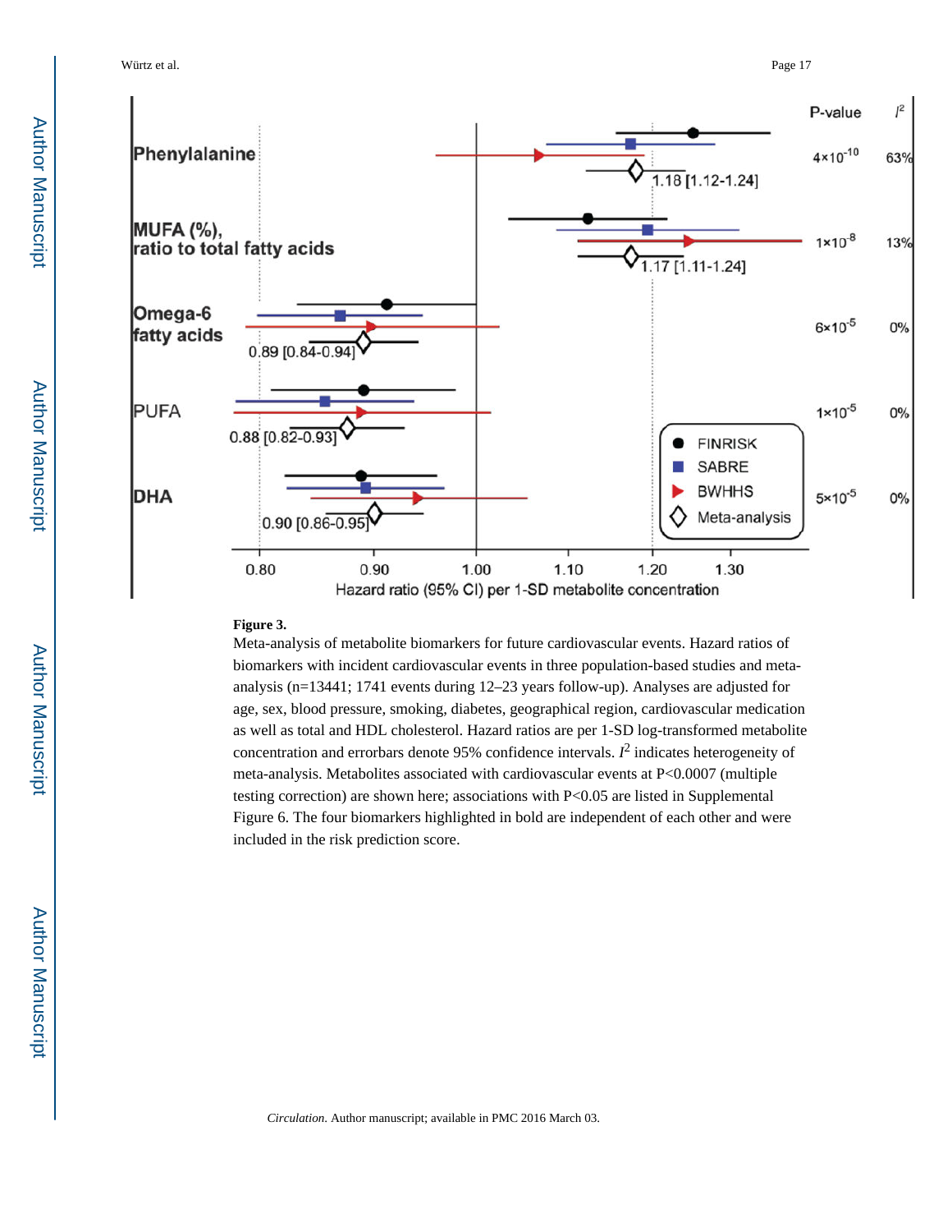**Figure 3.**

Meta-analysis of metabolite biomarkers for future cardiovascular events. Hazard ratios of biomarkers with incident cardiovascular events in three population-based studies and meta-analysis (n=13441; 1741 events during 12–23 years follow-up). Analyses are adjusted for age, sex, blood pressure, smoking, diabetes, geographical region, cardiovascular medication as well as total and HDL cholesterol. Hazard ratios are per 1-SD log-transformed metabolite concentration and errorbars denote 95% confidence intervals. $I^2$ indicates heterogeneity of meta-analysis. Metabolites associated with cardiovascular events at P<0.0007 (multiple testing correction) are shown here; associations with P<0.05 are listed in Supplemental Figure 6. The four biomarkers highlighted in bold are independent of each other and were included in the risk prediction score.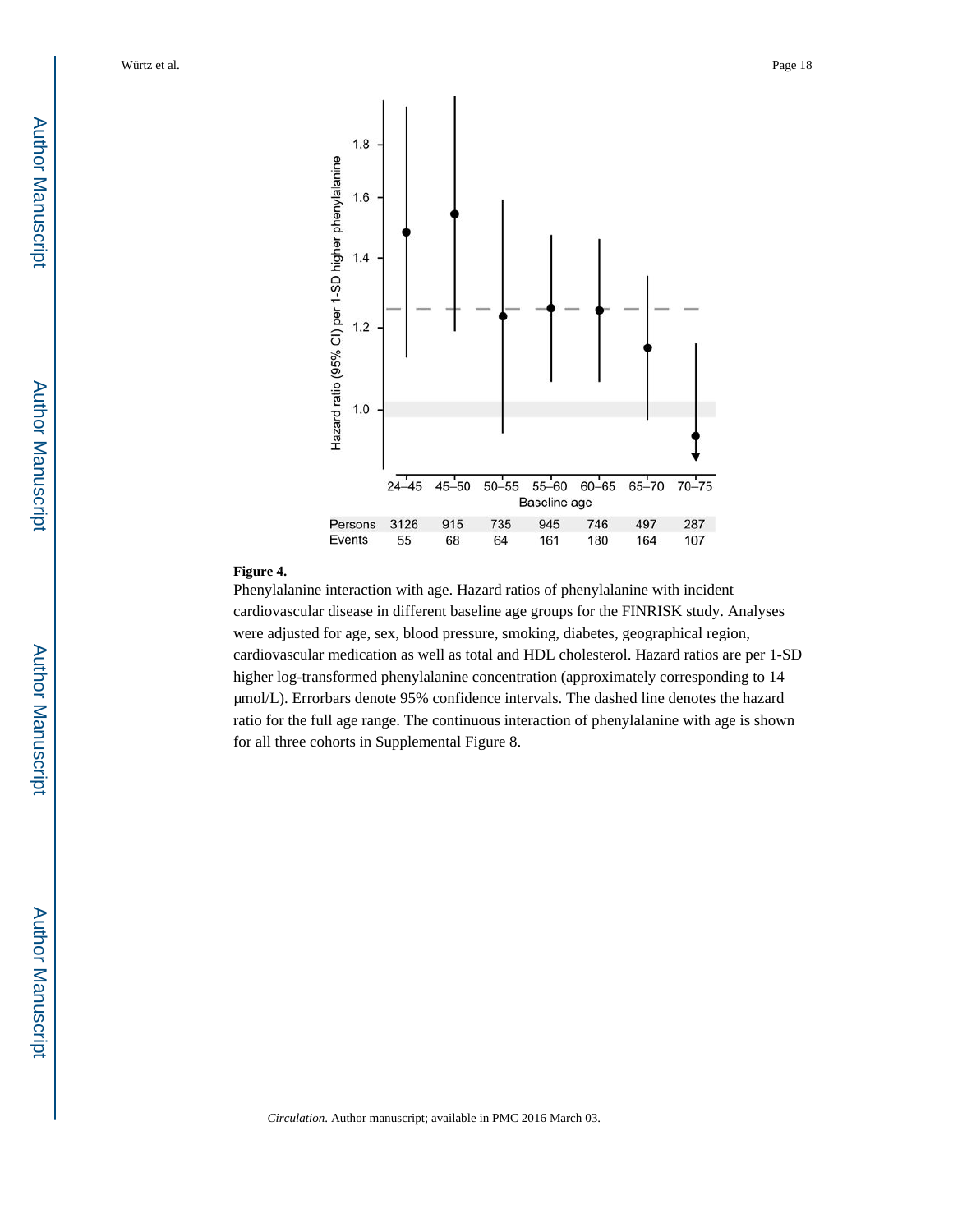| | 24–45 | 45–50 | 50–55 | 55–60 | 60–65 | 65–70 | 70–75 |
|---|---|---|---|---|---|---|---|
| Persons | 3126 | 915 | 735 | 945 | 746 | 497 | 287 |
| Events | 55 | 68 | 64 | 161 | 180 | 164 | 107 |

**Figure 4.**

Phenylalanine interaction with age. Hazard ratios of phenylalanine with incident cardiovascular disease in different baseline age groups for the FINRISK study. Analyses were adjusted for age, sex, blood pressure, smoking, diabetes, geographical region, cardiovascular medication as well as total and HDL cholesterol. Hazard ratios are per 1-SD higher log-transformed phenylalanine concentration (approximately corresponding to 14 μmol/L). Errorbars denote 95% confidence intervals. The dashed line denotes the hazard ratio for the full age range. The continuous interaction of phenylalanine with age is shown for all three cohorts in Supplemental Figure 8.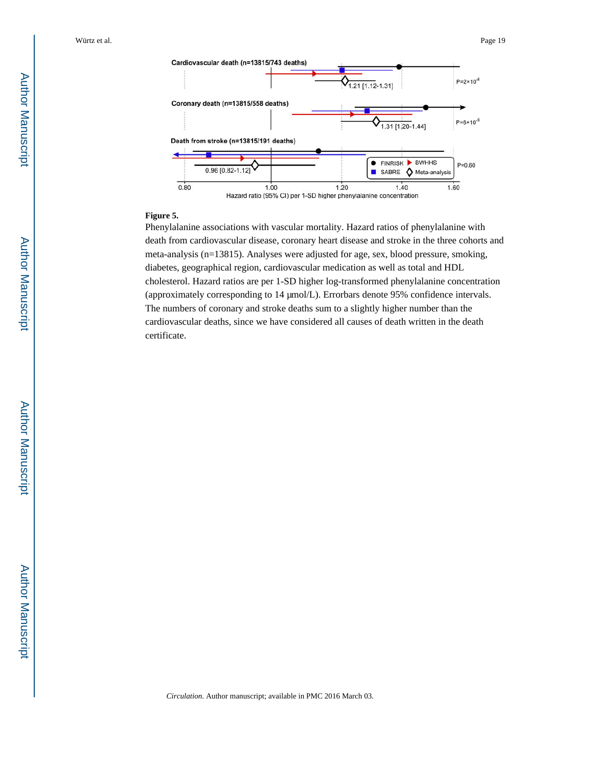**Figure 5.**

Phenylalanine associations with vascular mortality. Hazard ratios of phenylalanine with death from cardiovascular disease, coronary heart disease and stroke in the three cohorts and meta-analysis (n=13815). Analyses were adjusted for age, sex, blood pressure, smoking, diabetes, geographical region, cardiovascular medication as well as total and HDL cholesterol. Hazard ratios are per 1-SD higher log-transformed phenylalanine concentration (approximately corresponding to 14 μmol/L). Errorbars denote 95% confidence intervals. The numbers of coronary and stroke deaths sum to a slightly higher number than the cardiovascular deaths, since we have considered all causes of death written in the death certificate.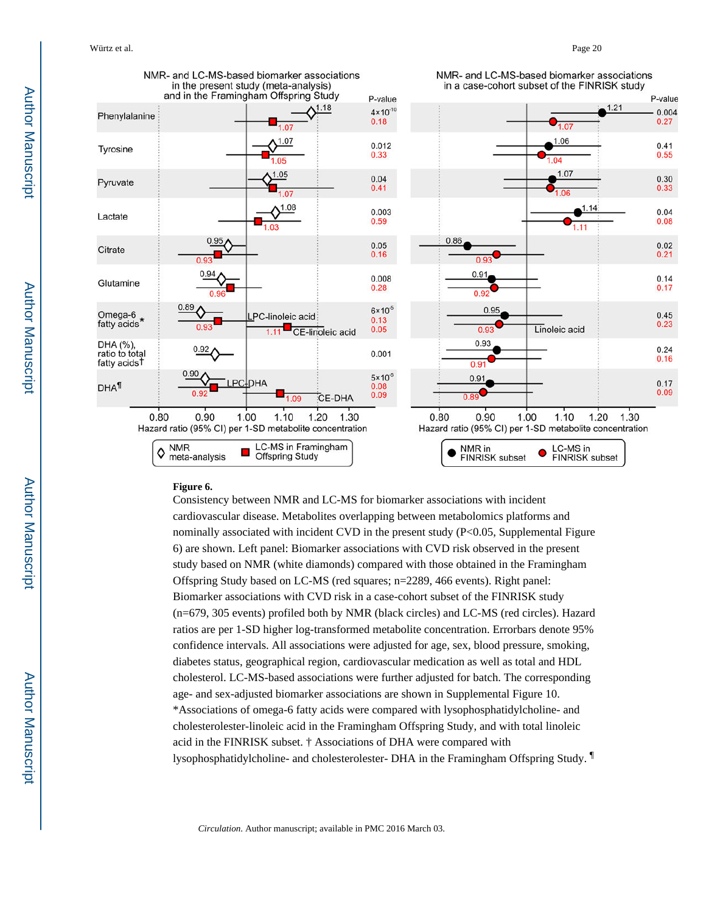**Figure 6.**

Consistency between NMR and LC-MS for biomarker associations with incident cardiovascular disease. Metabolites overlapping between metabolomics platforms and nominally associated with incident CVD in the present study (P<0.05, Supplemental Figure 6) are shown. Left panel: Biomarker associations with CVD risk observed in the present study based on NMR (white diamonds) compared with those obtained in the Framingham Offspring Study based on LC-MS (red squares; n=2289, 466 events). Right panel: Biomarker associations with CVD risk in a case-cohort subset of the FINRISK study (n=679, 305 events) profiled both by NMR (black circles) and LC-MS (red circles). Hazard ratios are per 1-SD higher log-transformed metabolite concentration. Errorbars denote 95% confidence intervals. All associations were adjusted for age, sex, blood pressure, smoking, diabetes status, geographical region, cardiovascular medication as well as total and HDL cholesterol. LC-MS-based associations were further adjusted for batch. The corresponding age- and sex-adjusted biomarker associations are shown in Supplemental Figure 10. *Associations of omega-6 fatty acids were compared with lysophosphatidylcholine- and cholesterolester-linoleic acid in the Framingham Offspring Study, and with total linoleic acid in the FINRISK subset. † Associations of DHA were compared with lysophosphatidylcholine- and cholesterolester- DHA in the Framingham Offspring Study. ¶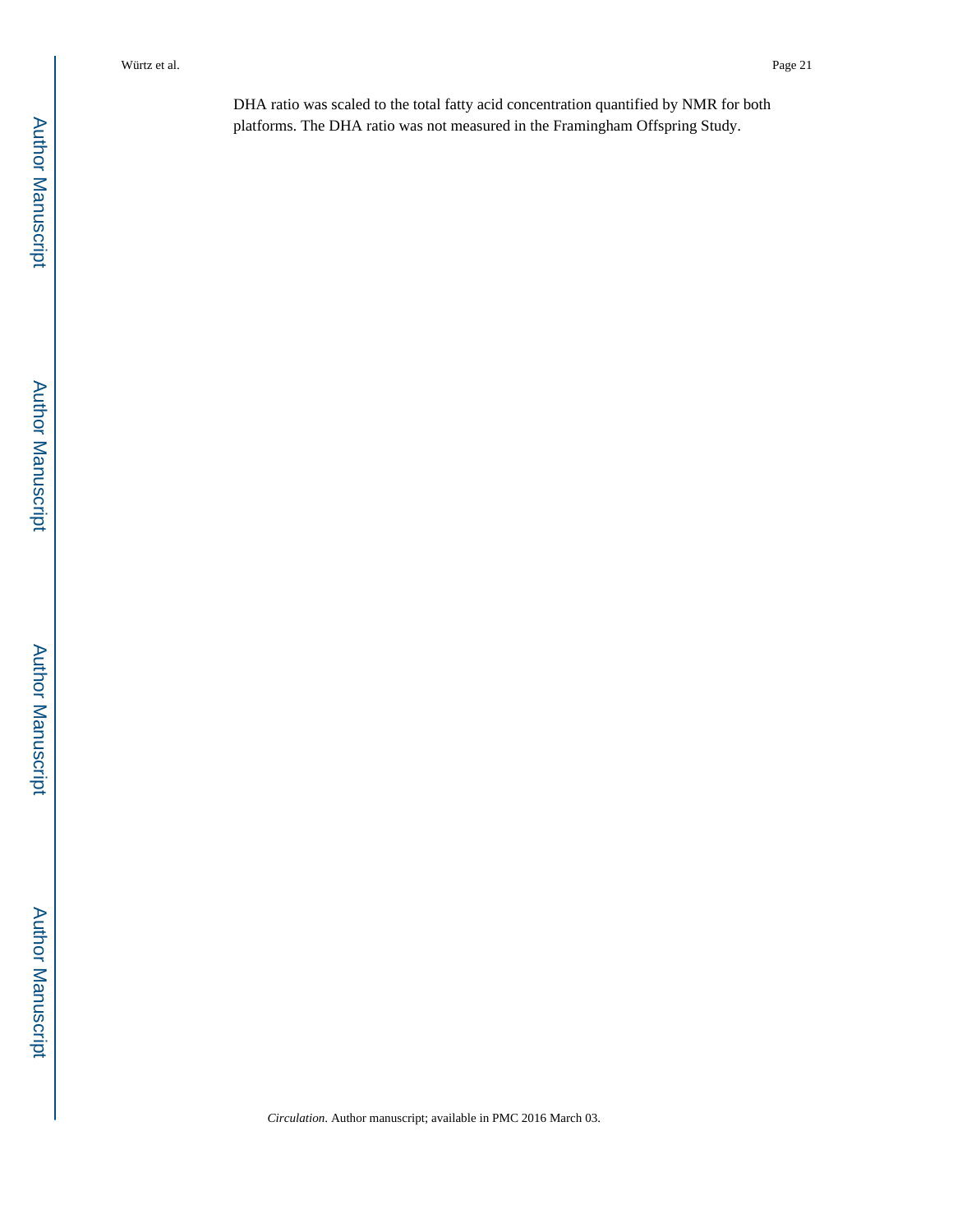DHA ratio was scaled to the total fatty acid concentration quantified by NMR for both platforms. The DHA ratio was not measured in the Framingham Offspring Study.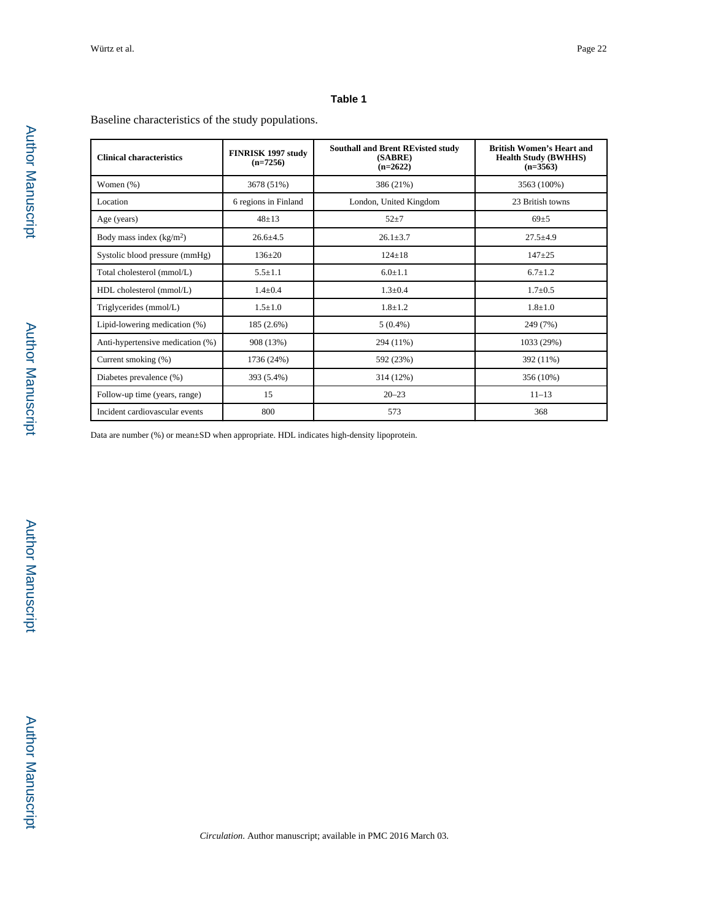## Table 1

Baseline characteristics of the study populations.

| Clinical characteristics | FINRISK 1997 study (n=7256) | Southall and Brent REvisted study (SABRE) (n=2622) | British Women's Heart and Health Study (BWHHS) (n=3563) |
|---|---|---|---|
| Women (%) | 3678 (51%) | 386 (21%) | 3563 (100%) |
| Location | 6 regions in Finland | London, United Kingdom | 23 British towns |
| Age (years) | 48±13 | 52±7 | 69±5 |
| Body mass index (kg/m$^2$) | 26.6±4.5 | 26.1±3.7 | 27.5±4.9 |
| Systolic blood pressure (mmHg) | 136±20 | 124±18 | 147±25 |
| Total cholesterol (mmol/L) | 5.5±1.1 | 6.0±1.1 | 6.7±1.2 |
| HDL cholesterol (mmol/L) | 1.4±0.4 | 1.3±0.4 | 1.7±0.5 |
| Triglycerides (mmol/L) | 1.5±1.0 | 1.8±1.2 | 1.8±1.0 |
| Lipid-lowering medication (%) | 185 (2.6%) | 5 (0.4%) | 249 (7%) |
| Anti-hypertensive medication (%) | 908 (13%) | 294 (11%) | 1033 (29%) |
| Current smoking (%) | 1736 (24%) | 592 (23%) | 392 (11%) |
| Diabetes prevalence (%) | 393 (5.4%) | 314 (12%) | 356 (10%) |
| Follow-up time (years, range) | 15 | 20–23 | 11–13 |
| Incident cardiovascular events | 800 | 573 | 368 |

Data are number (%) or mean±SD when appropriate. HDL indicates high-density lipoprotein.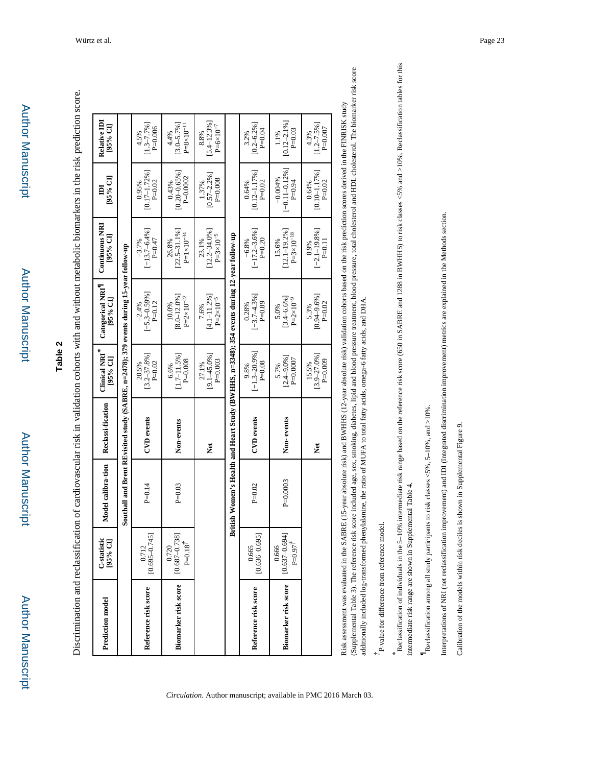## Table 2

Discrimination and reclassification of cardiovascular risk in validation cohorts with and without metabolic biomarkers in the risk prediction score.

| Prediction model | C-statistic [95% CI] | Model calibra-tion | Reclassi-fication | Clinical NRI* [95% CI] | Categorical NRI¶ [95% CI] | Continuous NRI [95% CI] | IDI [95% CI] | Relative IDI [95% CI] |
|---|---|---|---|---|---|---|---|---|
| **Southall and Brent REvisited study (SABRE, n=2478); 379 events during 15-year follow-up** | | | | | | | | |
| **Reference risk score** | 0.712 [0.695–0.745] | P=0.14 | **CVD events** | 20.5% [3.2–37.8%] P=0.02 | −2.4% [−5.3–0.59%] P=0.12 | −3.7% [−13.7–6.4%] P=0.47 | 0.95% [0.17–1.72%] P=0.02 | 4.5% [1.3–7.7%] P=0.006 |
| **Biomarker risk score** | 0.720 [0.687–0.738] $P=0.18^{\dagger}$ | P=0.03 | **Non-events** | 6.6% [1.7–11.5%] P=0.008 | 10.0% [8.0–12.0%] $P=2\times10^{-22}$ | 26.8% [22.5–31.1%] $P=1\times10^{-34}$ | 0.43% [0.20–0.65%] P=0.0002 | 4.4% [3.0–5.7%] $P=8\times10^{-11}$ |
| | | | **Net** | 27.1% [9.1–45.0%] P=0.003 | 7.6% [4.1–11.2%] $P=2\times10^{-5}$ | 23.1% [12.2–34.0%] $P=3\times10^{-5}$ | 1.37% [0.57–2.2%] P=0.008 | 8.8% [5.4–12.3%] $P=6\times10^{-7}$ |
| **British Women's Health and Heart Study (BWHHS, n=3348); 354 events during 12-year follow-up** | | | | | | | | |
| **Reference risk score** | 0.665 [0.636–0.695] | P=0.02 | **CVD events** | 9.8% [−1.3–20.9%] P=0.08 | 0.28% [−3.7–4.3%] P=0.89 | −6.8% [−17.2–3.6%] P=0.20 | 0.64% [0.12–1.17%] P=0.02 | 3.2% [0.2–6.2%] P=0.04 |
| **Biomarker risk score** | 0.666 [0.637–0.694] $P=0.97^{\dagger}$ | P=0.0003 | **Non- events** | 5.7% [2.4–9.0%] P=0.0007 | 5.0% [3.4–6.6%] $P=2\times10^{-9}$ | 15.6% [12.1–19.2%] $P=3\times10^{-18}$ | −0.004% [−0.11–0.12%] P=0.94 | 1.1% [0.12–2.1%] P=0.03 |
| | | | **Net** | 15.5% [3.9–27.0%] P=0.009 | 5.3% [0.94–9.6%] P=0.02 | 8.9% [−2.1–19.8%] P=0.11 | 0.64% [0.10–1.17%] P=0.02 | 4.3% [1.2–7.5%] P=0.007 |

Risk assessment was evaluated in the SABRE (15-year absolute risk) and BWHHS (12-year absolute risk) validation cohorts based on the risk prediction scores derived in the FINRISK study (Supplemental Table 3). The reference risk score included age, sex, smoking, diabetes, lipid and blood pressure treatment, blood pressure, total cholesterol and HDL cholesterol. The biomarker risk score additionally included log-transformed phenylalanine, the ratio of MUFA to total fatty acids, omega-6 fatty acids, and DHA.

† P-value for difference from reference model.

\* Reclassification of individuals in the 5–10% intermediate risk range based on the reference risk score (650 in SABRE and 1288 in BWHHS) to risk classes <5% and >10%. Reclassification tables for this intermediate risk range are shown in Supplemental Table 4.

¶ Reclassification among all study participants to risk classes <5%, 5–10%, and >10%.

Interpretations of NRI (net reclassification improvement) and IDI (integrated discrimination improvement) metrics are explained in the Methods section.

Calibration of the models within risk deciles is shown in Supplemental Figure 9.